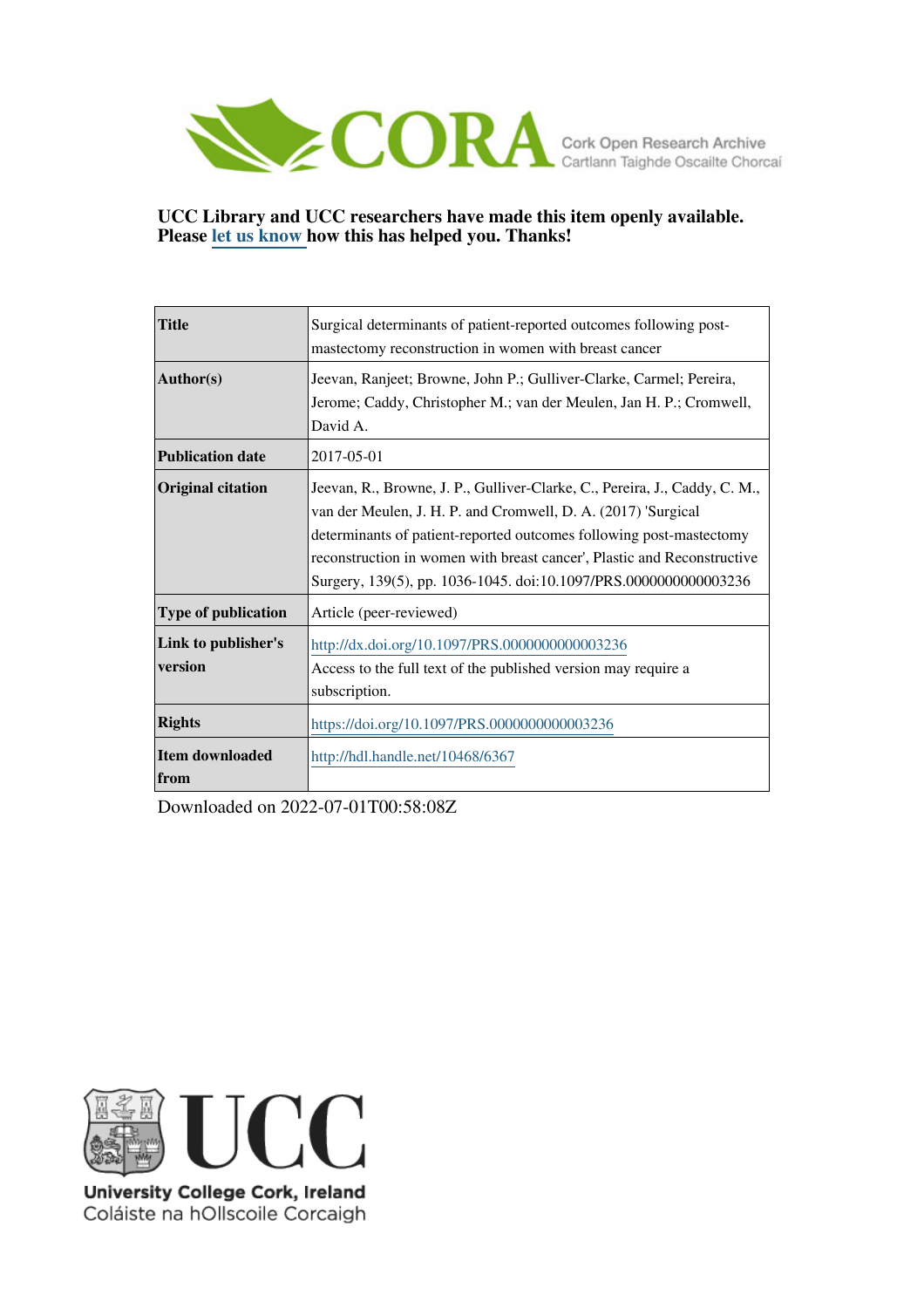**UCC Library and UCC researchers have made this item openly available. Please let us know how this has helped you. Thanks!**

| | |
|---|---|
| **Title** | Surgical determinants of patient-reported outcomes following post-mastectomy reconstruction in women with breast cancer |
| **Author(s)** | Jeevan, Ranjeet; Browne, John P.; Gulliver-Clarke, Carmel; Pereira, Jerome; Caddy, Christopher M.; van der Meulen, Jan H. P.; Cromwell, David A. |
| **Publication date** | 2017-05-01 |
| **Original citation** | Jeevan, R., Browne, J. P., Gulliver-Clarke, C., Pereira, J., Caddy, C. M., van der Meulen, J. H. P. and Cromwell, D. A. (2017) 'Surgical determinants of patient-reported outcomes following post-mastectomy reconstruction in women with breast cancer', Plastic and Reconstructive Surgery, 139(5), pp. 1036-1045. doi:10.1097/PRS.0000000000003236 |
| **Type of publication** | Article (peer-reviewed) |
| **Link to publisher's version** | http://dx.doi.org/10.1097/PRS.0000000000003236 Access to the full text of the published version may require a subscription. |
| **Rights** | https://doi.org/10.1097/PRS.0000000000003236 |
| **Item downloaded from** | http://hdl.handle.net/10468/6367 |

Downloaded on 2022-07-01T00:58:08Z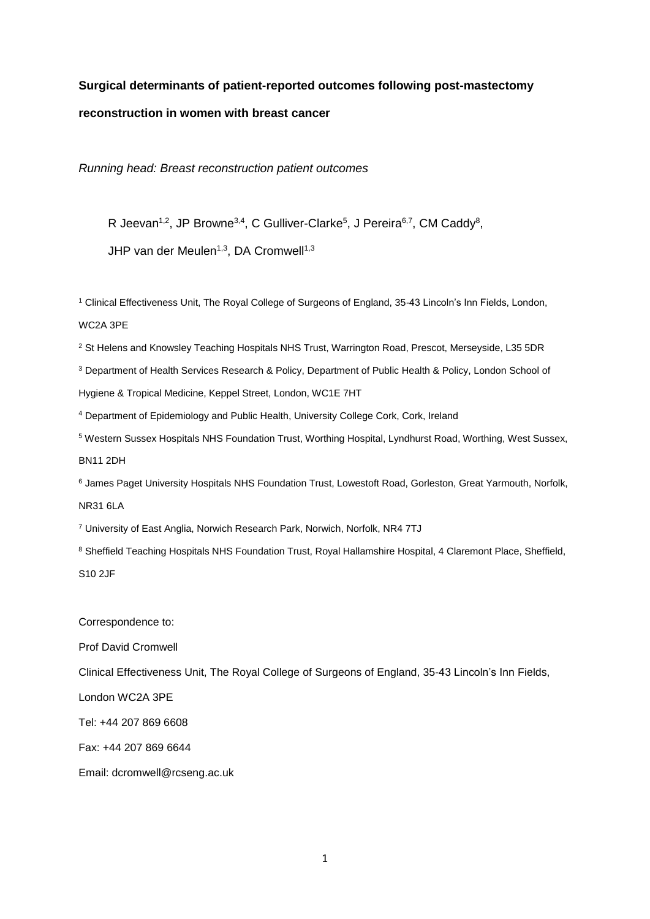**Surgical determinants of patient-reported outcomes following post-mastectomy reconstruction in women with breast cancer**

*Running head: Breast reconstruction patient outcomes*

R Jeevan[1,2], JP Browne[3,4], C Gulliver-Clarke[5], J Pereira[6,7], CM Caddy[8], JHP van der Meulen[1,3], DA Cromwell[1,3]

[1] Clinical Effectiveness Unit, The Royal College of Surgeons of England, 35-43 Lincoln's Inn Fields, London, WC2A 3PE

[2] St Helens and Knowsley Teaching Hospitals NHS Trust, Warrington Road, Prescot, Merseyside, L35 5DR

[3] Department of Health Services Research & Policy, Department of Public Health & Policy, London School of Hygiene & Tropical Medicine, Keppel Street, London, WC1E 7HT

[4] Department of Epidemiology and Public Health, University College Cork, Cork, Ireland

[5] Western Sussex Hospitals NHS Foundation Trust, Worthing Hospital, Lyndhurst Road, Worthing, West Sussex, BN11 2DH

[6] James Paget University Hospitals NHS Foundation Trust, Lowestoft Road, Gorleston, Great Yarmouth, Norfolk, NR31 6LA

[7] University of East Anglia, Norwich Research Park, Norwich, Norfolk, NR4 7TJ

[8] Sheffield Teaching Hospitals NHS Foundation Trust, Royal Hallamshire Hospital, 4 Claremont Place, Sheffield, S10 2JF

Correspondence to:

Prof David Cromwell

Clinical Effectiveness Unit, The Royal College of Surgeons of England, 35-43 Lincoln's Inn Fields, London WC2A 3PE

Tel: +44 207 869 6608

Fax: +44 207 869 6644

Email: dcromwell@rcseng.ac.uk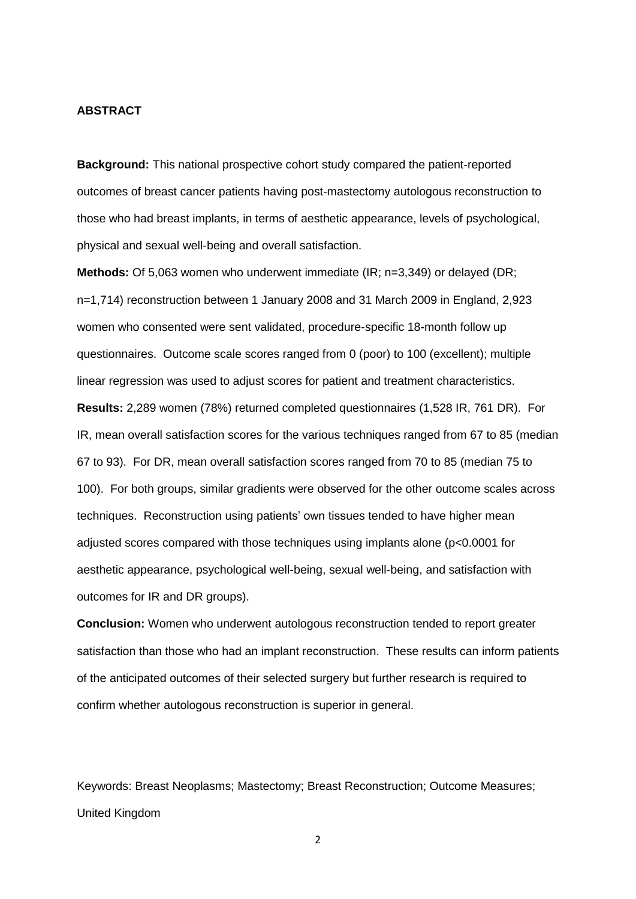## ABSTRACT

**Background:** This national prospective cohort study compared the patient-reported outcomes of breast cancer patients having post-mastectomy autologous reconstruction to those who had breast implants, in terms of aesthetic appearance, levels of psychological, physical and sexual well-being and overall satisfaction.

**Methods:** Of 5,063 women who underwent immediate (IR; n=3,349) or delayed (DR; n=1,714) reconstruction between 1 January 2008 and 31 March 2009 in England, 2,923 women who consented were sent validated, procedure-specific 18-month follow up questionnaires. Outcome scale scores ranged from 0 (poor) to 100 (excellent); multiple linear regression was used to adjust scores for patient and treatment characteristics.

**Results:** 2,289 women (78%) returned completed questionnaires (1,528 IR, 761 DR). For IR, mean overall satisfaction scores for the various techniques ranged from 67 to 85 (median 67 to 93). For DR, mean overall satisfaction scores ranged from 70 to 85 (median 75 to 100). For both groups, similar gradients were observed for the other outcome scales across techniques. Reconstruction using patients' own tissues tended to have higher mean adjusted scores compared with those techniques using implants alone ($p<0.0001$ for aesthetic appearance, psychological well-being, sexual well-being, and satisfaction with outcomes for IR and DR groups).

**Conclusion:** Women who underwent autologous reconstruction tended to report greater satisfaction than those who had an implant reconstruction. These results can inform patients of the anticipated outcomes of their selected surgery but further research is required to confirm whether autologous reconstruction is superior in general.

Keywords: Breast Neoplasms; Mastectomy; Breast Reconstruction; Outcome Measures; United Kingdom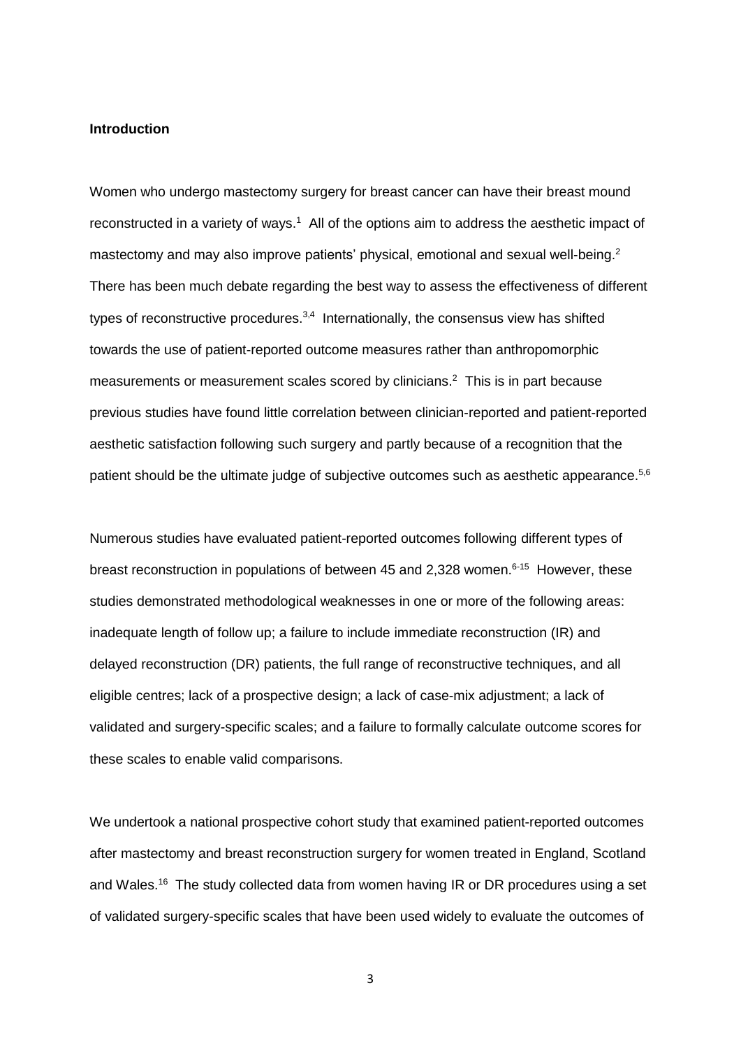**Introduction**

Women who undergo mastectomy surgery for breast cancer can have their breast mound reconstructed in a variety of ways.[1] All of the options aim to address the aesthetic impact of mastectomy and may also improve patients' physical, emotional and sexual well-being.[2] There has been much debate regarding the best way to assess the effectiveness of different types of reconstructive procedures.[3,4] Internationally, the consensus view has shifted towards the use of patient-reported outcome measures rather than anthropomorphic measurements or measurement scales scored by clinicians.[2] This is in part because previous studies have found little correlation between clinician-reported and patient-reported aesthetic satisfaction following such surgery and partly because of a recognition that the patient should be the ultimate judge of subjective outcomes such as aesthetic appearance.[5,6]

Numerous studies have evaluated patient-reported outcomes following different types of breast reconstruction in populations of between 45 and 2,328 women.[6-15] However, these studies demonstrated methodological weaknesses in one or more of the following areas: inadequate length of follow up; a failure to include immediate reconstruction (IR) and delayed reconstruction (DR) patients, the full range of reconstructive techniques, and all eligible centres; lack of a prospective design; a lack of case-mix adjustment; a lack of validated and surgery-specific scales; and a failure to formally calculate outcome scores for these scales to enable valid comparisons.

We undertook a national prospective cohort study that examined patient-reported outcomes after mastectomy and breast reconstruction surgery for women treated in England, Scotland and Wales.[16] The study collected data from women having IR or DR procedures using a set of validated surgery-specific scales that have been used widely to evaluate the outcomes of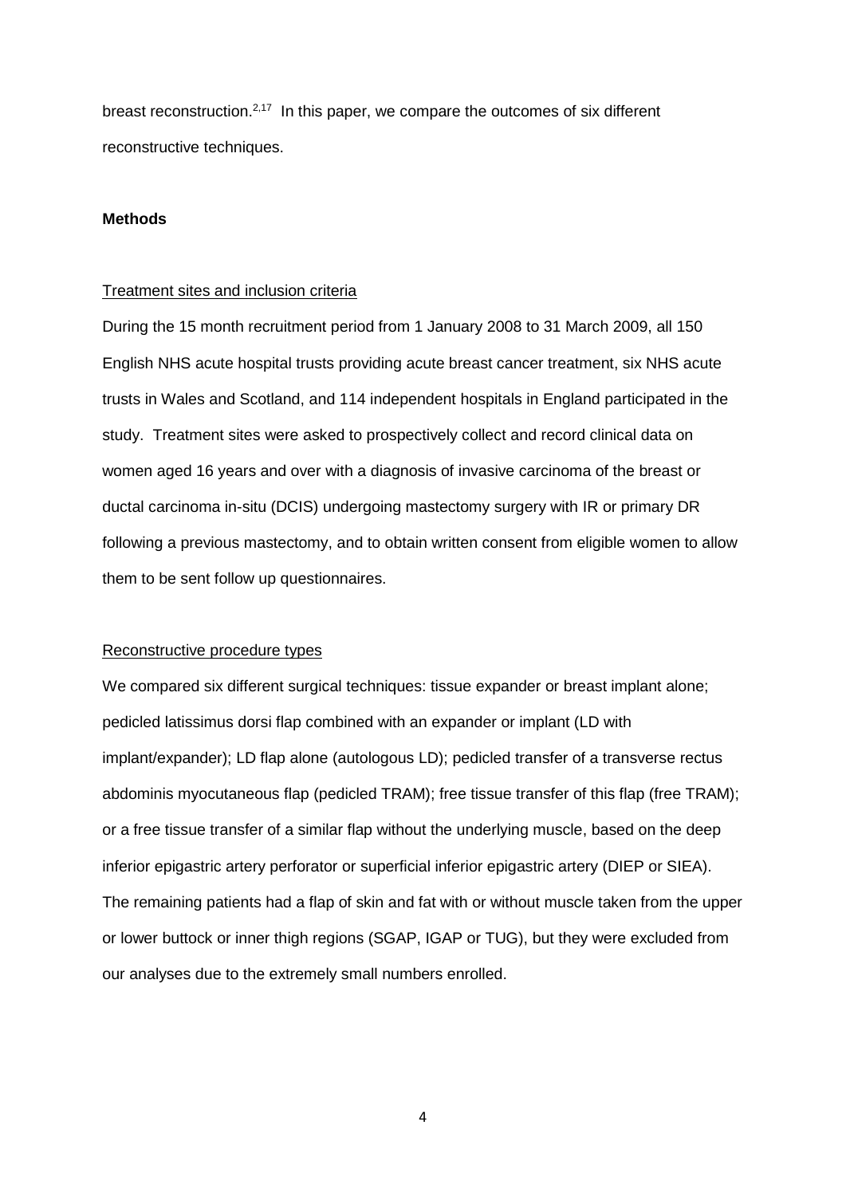breast reconstruction.[2,17] In this paper, we compare the outcomes of six different reconstructive techniques.

**Methods**

Treatment sites and inclusion criteria

During the 15 month recruitment period from 1 January 2008 to 31 March 2009, all 150 English NHS acute hospital trusts providing acute breast cancer treatment, six NHS acute trusts in Wales and Scotland, and 114 independent hospitals in England participated in the study. Treatment sites were asked to prospectively collect and record clinical data on women aged 16 years and over with a diagnosis of invasive carcinoma of the breast or ductal carcinoma in-situ (DCIS) undergoing mastectomy surgery with IR or primary DR following a previous mastectomy, and to obtain written consent from eligible women to allow them to be sent follow up questionnaires.

Reconstructive procedure types

We compared six different surgical techniques: tissue expander or breast implant alone; pedicled latissimus dorsi flap combined with an expander or implant (LD with implant/expander); LD flap alone (autologous LD); pedicled transfer of a transverse rectus abdominis myocutaneous flap (pedicled TRAM); free tissue transfer of this flap (free TRAM); or a free tissue transfer of a similar flap without the underlying muscle, based on the deep inferior epigastric artery perforator or superficial inferior epigastric artery (DIEP or SIEA). The remaining patients had a flap of skin and fat with or without muscle taken from the upper or lower buttock or inner thigh regions (SGAP, IGAP or TUG), but they were excluded from our analyses due to the extremely small numbers enrolled.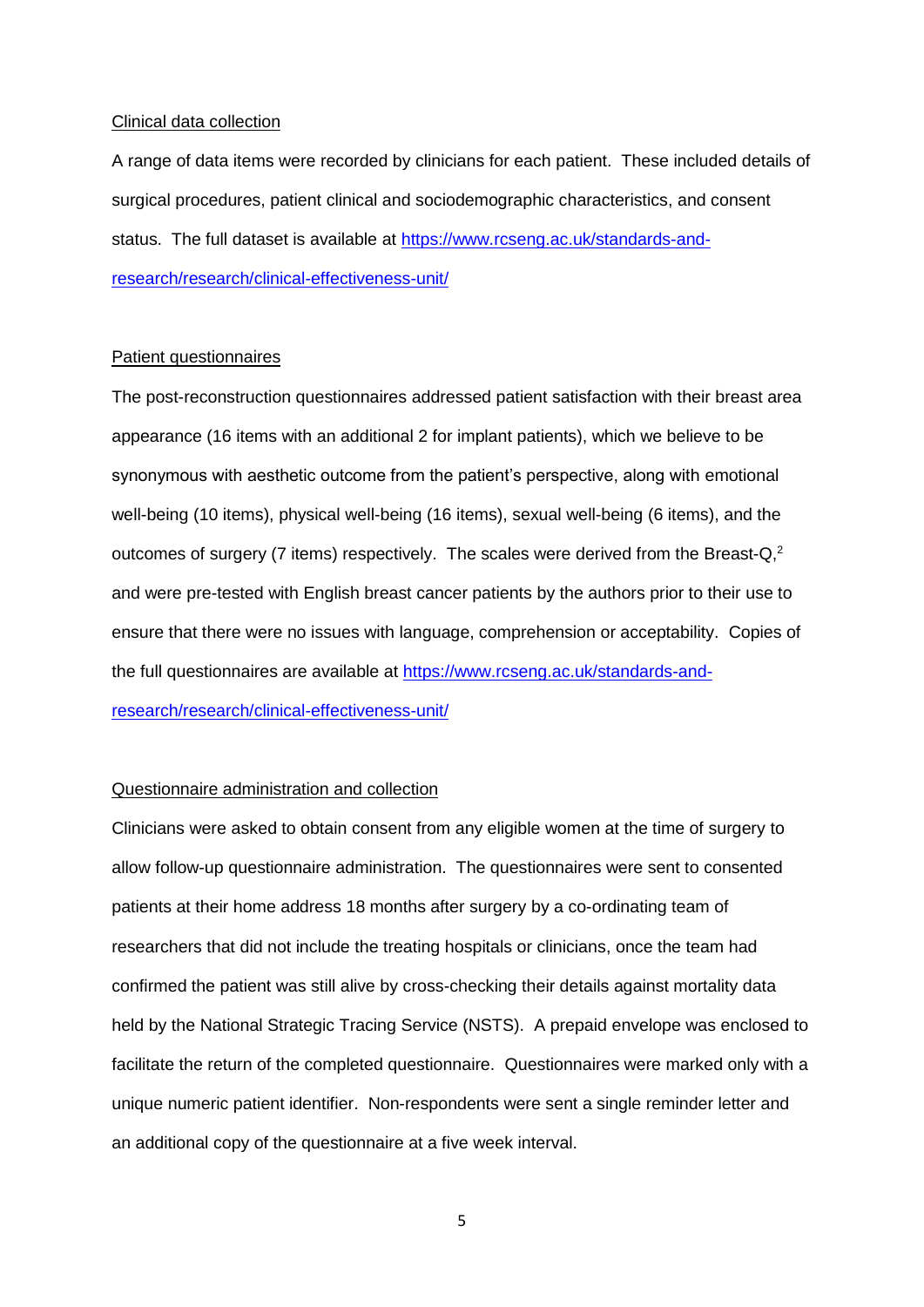Clinical data collection

A range of data items were recorded by clinicians for each patient. These included details of surgical procedures, patient clinical and sociodemographic characteristics, and consent status. The full dataset is available at https://www.rcseng.ac.uk/standards-and-research/research/clinical-effectiveness-unit/

Patient questionnaires

The post-reconstruction questionnaires addressed patient satisfaction with their breast area appearance (16 items with an additional 2 for implant patients), which we believe to be synonymous with aesthetic outcome from the patient's perspective, along with emotional well-being (10 items), physical well-being (16 items), sexual well-being (6 items), and the outcomes of surgery (7 items) respectively. The scales were derived from the Breast-Q,[2] and were pre-tested with English breast cancer patients by the authors prior to their use to ensure that there were no issues with language, comprehension or acceptability. Copies of the full questionnaires are available at https://www.rcseng.ac.uk/standards-and-research/research/clinical-effectiveness-unit/

Questionnaire administration and collection

Clinicians were asked to obtain consent from any eligible women at the time of surgery to allow follow-up questionnaire administration. The questionnaires were sent to consented patients at their home address 18 months after surgery by a co-ordinating team of researchers that did not include the treating hospitals or clinicians, once the team had confirmed the patient was still alive by cross-checking their details against mortality data held by the National Strategic Tracing Service (NSTS). A prepaid envelope was enclosed to facilitate the return of the completed questionnaire. Questionnaires were marked only with a unique numeric patient identifier. Non-respondents were sent a single reminder letter and an additional copy of the questionnaire at a five week interval.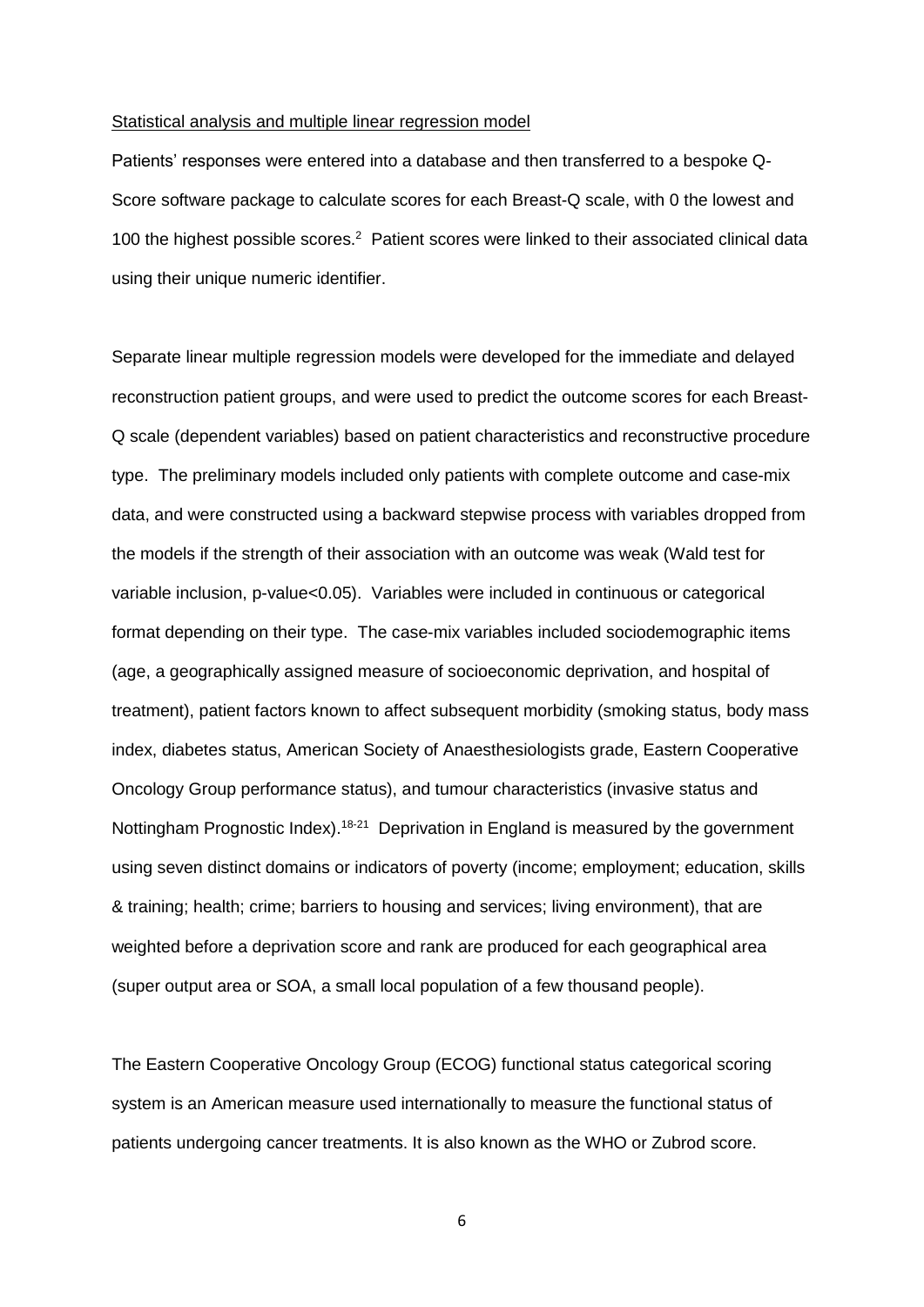Statistical analysis and multiple linear regression model

Patients' responses were entered into a database and then transferred to a bespoke Q-Score software package to calculate scores for each Breast-Q scale, with 0 the lowest and 100 the highest possible scores.[2] Patient scores were linked to their associated clinical data using their unique numeric identifier.

Separate linear multiple regression models were developed for the immediate and delayed reconstruction patient groups, and were used to predict the outcome scores for each Breast-Q scale (dependent variables) based on patient characteristics and reconstructive procedure type. The preliminary models included only patients with complete outcome and case-mix data, and were constructed using a backward stepwise process with variables dropped from the models if the strength of their association with an outcome was weak (Wald test for variable inclusion, p-value<0.05). Variables were included in continuous or categorical format depending on their type. The case-mix variables included sociodemographic items (age, a geographically assigned measure of socioeconomic deprivation, and hospital of treatment), patient factors known to affect subsequent morbidity (smoking status, body mass index, diabetes status, American Society of Anaesthesiologists grade, Eastern Cooperative Oncology Group performance status), and tumour characteristics (invasive status and Nottingham Prognostic Index).[18-21] Deprivation in England is measured by the government using seven distinct domains or indicators of poverty (income; employment; education, skills & training; health; crime; barriers to housing and services; living environment), that are weighted before a deprivation score and rank are produced for each geographical area (super output area or SOA, a small local population of a few thousand people).

The Eastern Cooperative Oncology Group (ECOG) functional status categorical scoring system is an American measure used internationally to measure the functional status of patients undergoing cancer treatments. It is also known as the WHO or Zubrod score.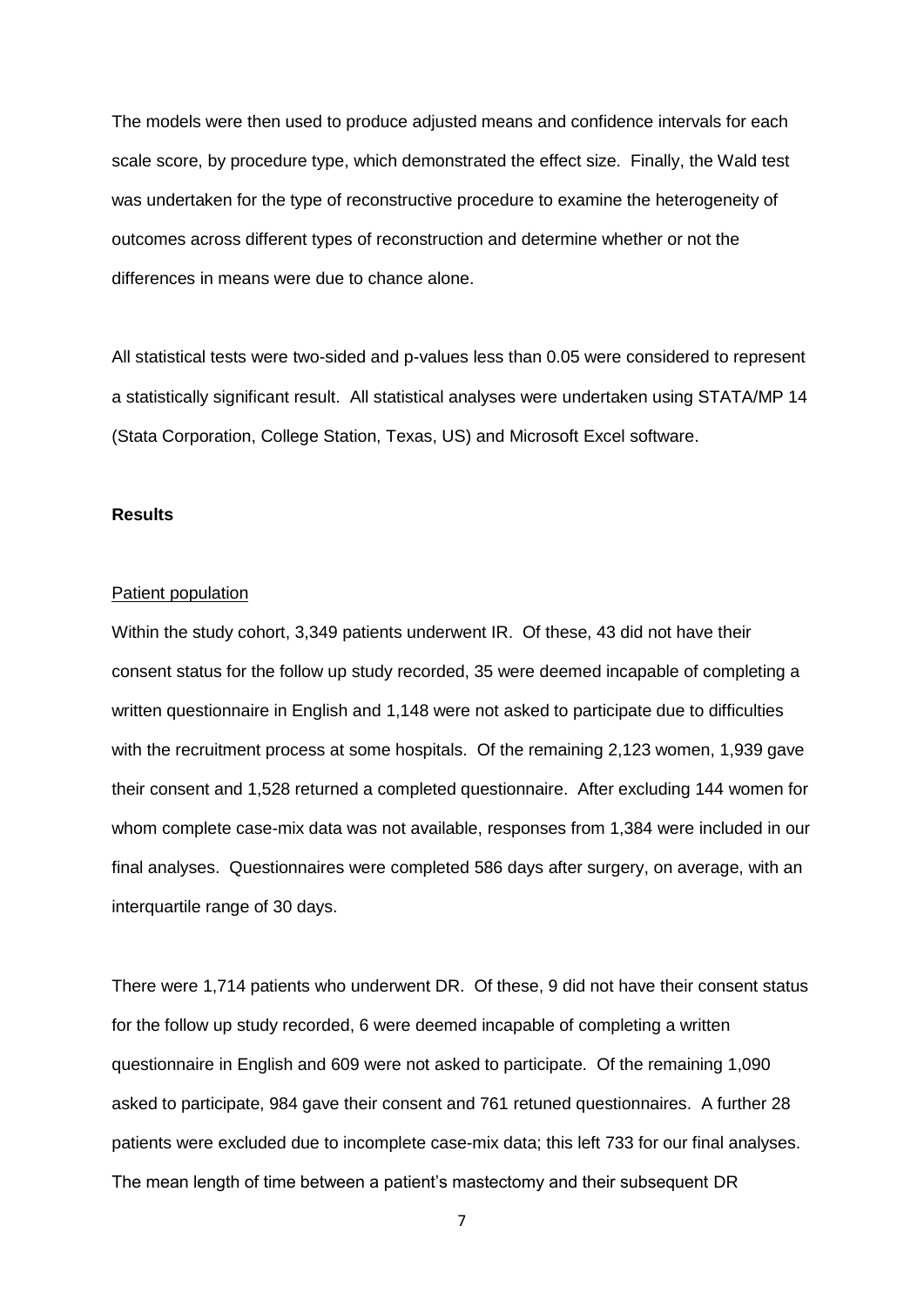The models were then used to produce adjusted means and confidence intervals for each scale score, by procedure type, which demonstrated the effect size. Finally, the Wald test was undertaken for the type of reconstructive procedure to examine the heterogeneity of outcomes across different types of reconstruction and determine whether or not the differences in means were due to chance alone.

All statistical tests were two-sided and p-values less than 0.05 were considered to represent a statistically significant result. All statistical analyses were undertaken using STATA/MP 14 (Stata Corporation, College Station, Texas, US) and Microsoft Excel software.

**Results**

Patient population

Within the study cohort, 3,349 patients underwent IR. Of these, 43 did not have their consent status for the follow up study recorded, 35 were deemed incapable of completing a written questionnaire in English and 1,148 were not asked to participate due to difficulties with the recruitment process at some hospitals. Of the remaining 2,123 women, 1,939 gave their consent and 1,528 returned a completed questionnaire. After excluding 144 women for whom complete case-mix data was not available, responses from 1,384 were included in our final analyses. Questionnaires were completed 586 days after surgery, on average, with an interquartile range of 30 days.

There were 1,714 patients who underwent DR. Of these, 9 did not have their consent status for the follow up study recorded, 6 were deemed incapable of completing a written questionnaire in English and 609 were not asked to participate. Of the remaining 1,090 asked to participate, 984 gave their consent and 761 retuned questionnaires. A further 28 patients were excluded due to incomplete case-mix data; this left 733 for our final analyses. The mean length of time between a patient's mastectomy and their subsequent DR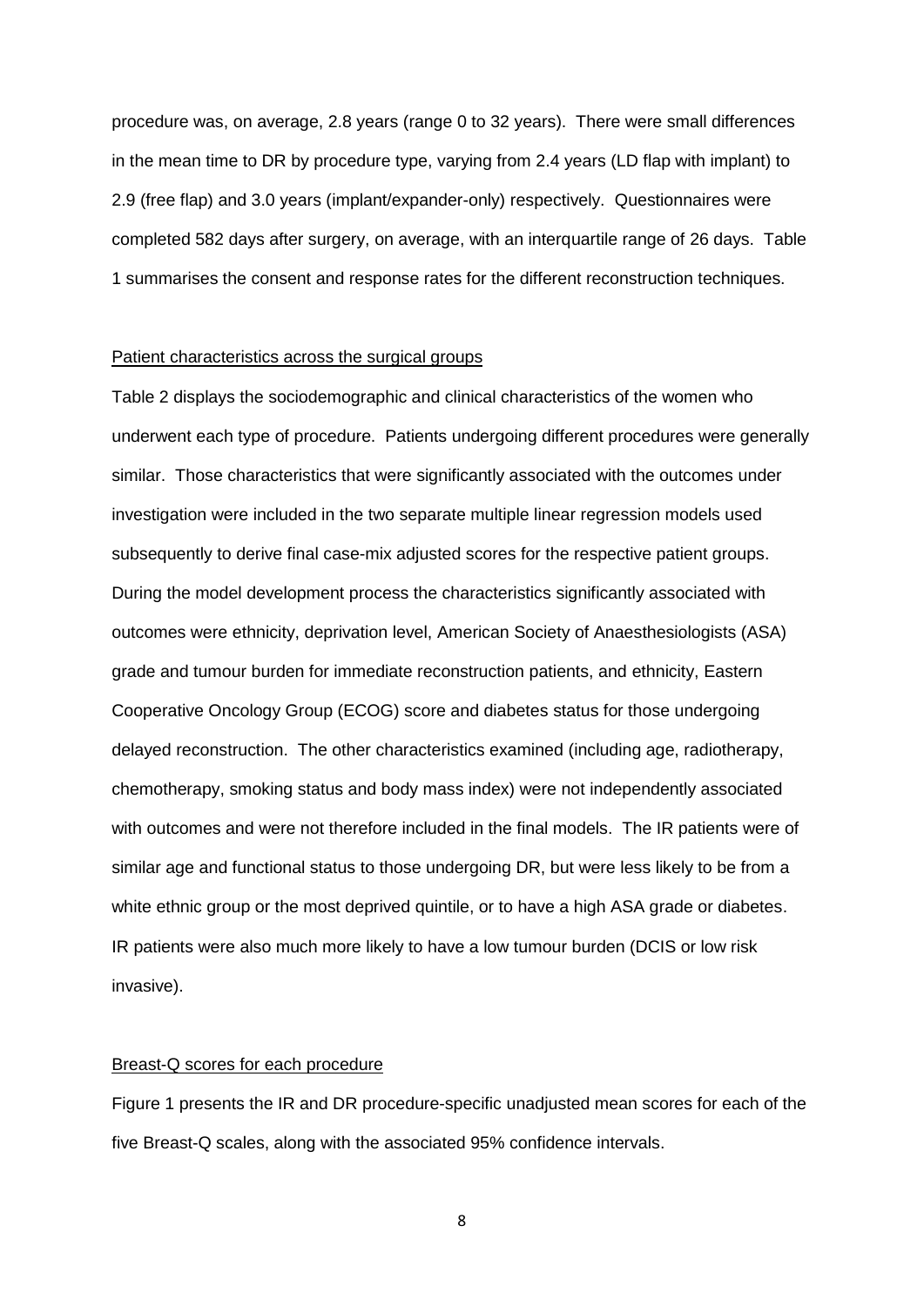procedure was, on average, 2.8 years (range 0 to 32 years). There were small differences in the mean time to DR by procedure type, varying from 2.4 years (LD flap with implant) to 2.9 (free flap) and 3.0 years (implant/expander-only) respectively. Questionnaires were completed 582 days after surgery, on average, with an interquartile range of 26 days. Table 1 summarises the consent and response rates for the different reconstruction techniques.

## Patient characteristics across the surgical groups

Table 2 displays the sociodemographic and clinical characteristics of the women who underwent each type of procedure. Patients undergoing different procedures were generally similar. Those characteristics that were significantly associated with the outcomes under investigation were included in the two separate multiple linear regression models used subsequently to derive final case-mix adjusted scores for the respective patient groups. During the model development process the characteristics significantly associated with outcomes were ethnicity, deprivation level, American Society of Anaesthesiologists (ASA) grade and tumour burden for immediate reconstruction patients, and ethnicity, Eastern Cooperative Oncology Group (ECOG) score and diabetes status for those undergoing delayed reconstruction. The other characteristics examined (including age, radiotherapy, chemotherapy, smoking status and body mass index) were not independently associated with outcomes and were not therefore included in the final models. The IR patients were of similar age and functional status to those undergoing DR, but were less likely to be from a white ethnic group or the most deprived quintile, or to have a high ASA grade or diabetes. IR patients were also much more likely to have a low tumour burden (DCIS or low risk invasive).

## Breast-Q scores for each procedure

Figure 1 presents the IR and DR procedure-specific unadjusted mean scores for each of the five Breast-Q scales, along with the associated 95% confidence intervals.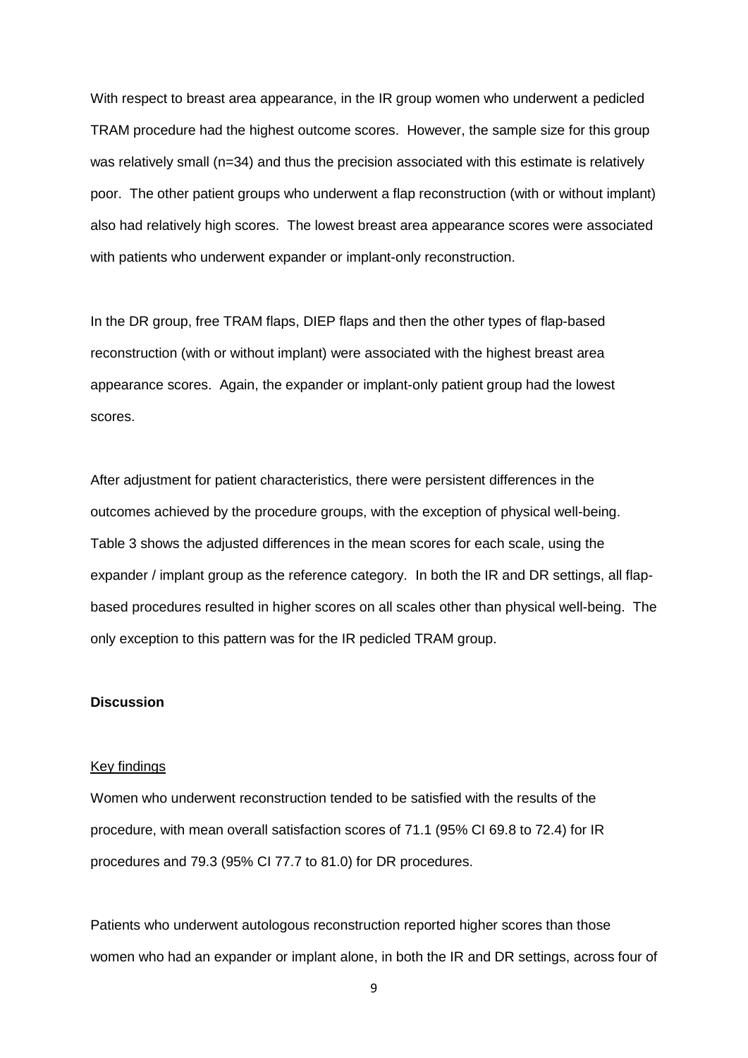With respect to breast area appearance, in the IR group women who underwent a pedicled TRAM procedure had the highest outcome scores. However, the sample size for this group was relatively small (n=34) and thus the precision associated with this estimate is relatively poor. The other patient groups who underwent a flap reconstruction (with or without implant) also had relatively high scores. The lowest breast area appearance scores were associated with patients who underwent expander or implant-only reconstruction.

In the DR group, free TRAM flaps, DIEP flaps and then the other types of flap-based reconstruction (with or without implant) were associated with the highest breast area appearance scores. Again, the expander or implant-only patient group had the lowest scores.

After adjustment for patient characteristics, there were persistent differences in the outcomes achieved by the procedure groups, with the exception of physical well-being. Table 3 shows the adjusted differences in the mean scores for each scale, using the expander / implant group as the reference category. In both the IR and DR settings, all flap-based procedures resulted in higher scores on all scales other than physical well-being. The only exception to this pattern was for the IR pedicled TRAM group.

## Discussion

### Key findings

Women who underwent reconstruction tended to be satisfied with the results of the procedure, with mean overall satisfaction scores of 71.1 (95% CI 69.8 to 72.4) for IR procedures and 79.3 (95% CI 77.7 to 81.0) for DR procedures.

Patients who underwent autologous reconstruction reported higher scores than those women who had an expander or implant alone, in both the IR and DR settings, across four of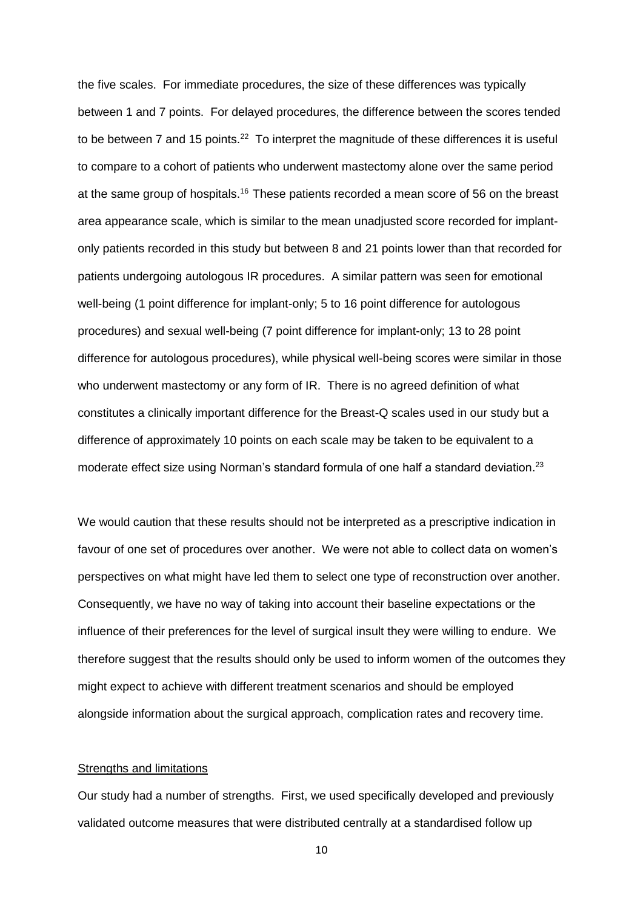the five scales. For immediate procedures, the size of these differences was typically between 1 and 7 points. For delayed procedures, the difference between the scores tended to be between 7 and 15 points.[22] To interpret the magnitude of these differences it is useful to compare to a cohort of patients who underwent mastectomy alone over the same period at the same group of hospitals.[16] These patients recorded a mean score of 56 on the breast area appearance scale, which is similar to the mean unadjusted score recorded for implant-only patients recorded in this study but between 8 and 21 points lower than that recorded for patients undergoing autologous IR procedures. A similar pattern was seen for emotional well-being (1 point difference for implant-only; 5 to 16 point difference for autologous procedures) and sexual well-being (7 point difference for implant-only; 13 to 28 point difference for autologous procedures), while physical well-being scores were similar in those who underwent mastectomy or any form of IR. There is no agreed definition of what constitutes a clinically important difference for the Breast-Q scales used in our study but a difference of approximately 10 points on each scale may be taken to be equivalent to a moderate effect size using Norman's standard formula of one half a standard deviation.[23]

We would caution that these results should not be interpreted as a prescriptive indication in favour of one set of procedures over another. We were not able to collect data on women's perspectives on what might have led them to select one type of reconstruction over another. Consequently, we have no way of taking into account their baseline expectations or the influence of their preferences for the level of surgical insult they were willing to endure. We therefore suggest that the results should only be used to inform women of the outcomes they might expect to achieve with different treatment scenarios and should be employed alongside information about the surgical approach, complication rates and recovery time.

## Strengths and limitations

Our study had a number of strengths. First, we used specifically developed and previously validated outcome measures that were distributed centrally at a standardised follow up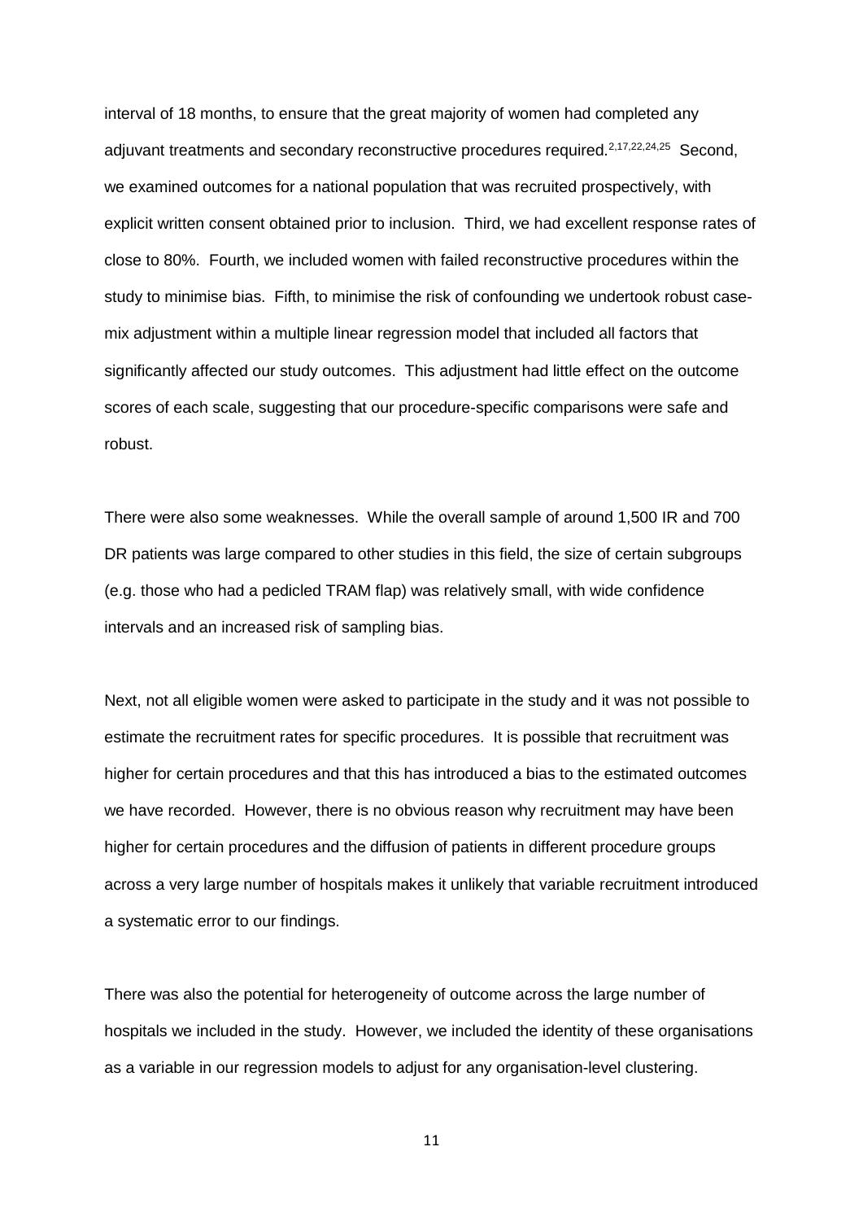interval of 18 months, to ensure that the great majority of women had completed any adjuvant treatments and secondary reconstructive procedures required.[2,17,22,24,25] Second, we examined outcomes for a national population that was recruited prospectively, with explicit written consent obtained prior to inclusion. Third, we had excellent response rates of close to 80%. Fourth, we included women with failed reconstructive procedures within the study to minimise bias. Fifth, to minimise the risk of confounding we undertook robust case-mix adjustment within a multiple linear regression model that included all factors that significantly affected our study outcomes. This adjustment had little effect on the outcome scores of each scale, suggesting that our procedure-specific comparisons were safe and robust.

There were also some weaknesses. While the overall sample of around 1,500 IR and 700 DR patients was large compared to other studies in this field, the size of certain subgroups (e.g. those who had a pedicled TRAM flap) was relatively small, with wide confidence intervals and an increased risk of sampling bias.

Next, not all eligible women were asked to participate in the study and it was not possible to estimate the recruitment rates for specific procedures. It is possible that recruitment was higher for certain procedures and that this has introduced a bias to the estimated outcomes we have recorded. However, there is no obvious reason why recruitment may have been higher for certain procedures and the diffusion of patients in different procedure groups across a very large number of hospitals makes it unlikely that variable recruitment introduced a systematic error to our findings.

There was also the potential for heterogeneity of outcome across the large number of hospitals we included in the study. However, we included the identity of these organisations as a variable in our regression models to adjust for any organisation-level clustering.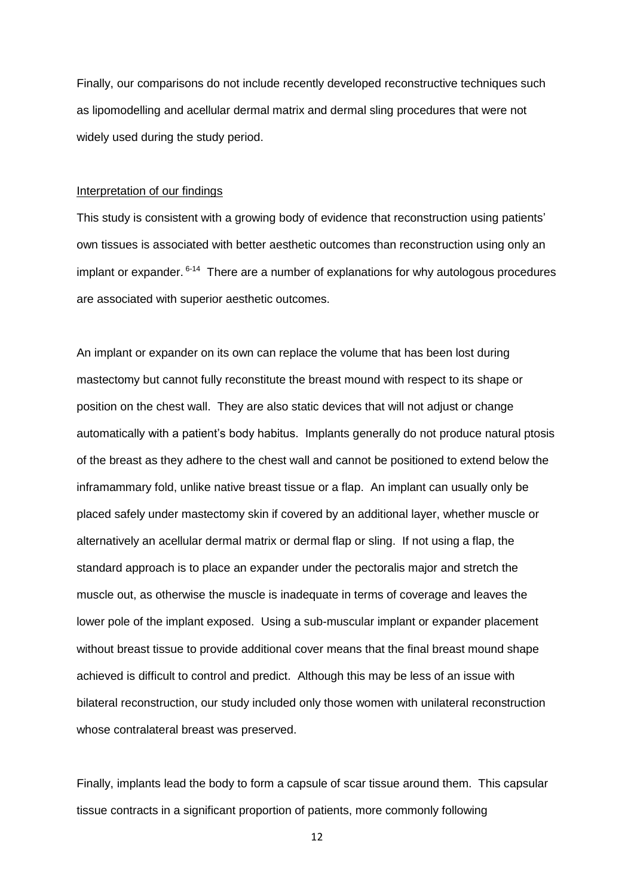Finally, our comparisons do not include recently developed reconstructive techniques such as lipomodelling and acellular dermal matrix and dermal sling procedures that were not widely used during the study period.

Interpretation of our findings

This study is consistent with a growing body of evidence that reconstruction using patients' own tissues is associated with better aesthetic outcomes than reconstruction using only an implant or expander.[6-14] There are a number of explanations for why autologous procedures are associated with superior aesthetic outcomes.

An implant or expander on its own can replace the volume that has been lost during mastectomy but cannot fully reconstitute the breast mound with respect to its shape or position on the chest wall. They are also static devices that will not adjust or change automatically with a patient's body habitus. Implants generally do not produce natural ptosis of the breast as they adhere to the chest wall and cannot be positioned to extend below the inframammary fold, unlike native breast tissue or a flap. An implant can usually only be placed safely under mastectomy skin if covered by an additional layer, whether muscle or alternatively an acellular dermal matrix or dermal flap or sling. If not using a flap, the standard approach is to place an expander under the pectoralis major and stretch the muscle out, as otherwise the muscle is inadequate in terms of coverage and leaves the lower pole of the implant exposed. Using a sub-muscular implant or expander placement without breast tissue to provide additional cover means that the final breast mound shape achieved is difficult to control and predict. Although this may be less of an issue with bilateral reconstruction, our study included only those women with unilateral reconstruction whose contralateral breast was preserved.

Finally, implants lead the body to form a capsule of scar tissue around them. This capsular tissue contracts in a significant proportion of patients, more commonly following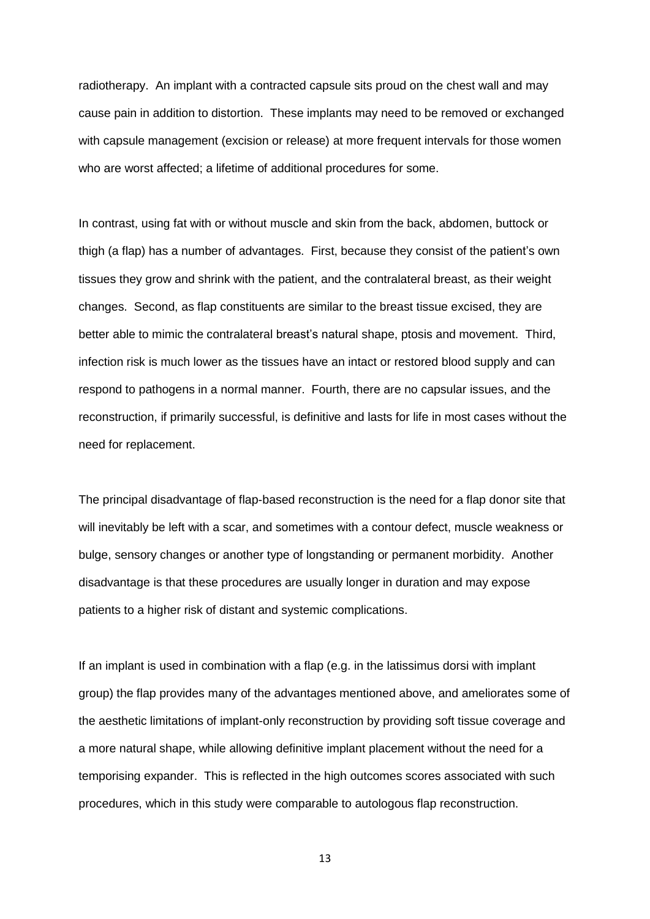radiotherapy. An implant with a contracted capsule sits proud on the chest wall and may cause pain in addition to distortion. These implants may need to be removed or exchanged with capsule management (excision or release) at more frequent intervals for those women who are worst affected; a lifetime of additional procedures for some.

In contrast, using fat with or without muscle and skin from the back, abdomen, buttock or thigh (a flap) has a number of advantages. First, because they consist of the patient's own tissues they grow and shrink with the patient, and the contralateral breast, as their weight changes. Second, as flap constituents are similar to the breast tissue excised, they are better able to mimic the contralateral breast's natural shape, ptosis and movement. Third, infection risk is much lower as the tissues have an intact or restored blood supply and can respond to pathogens in a normal manner. Fourth, there are no capsular issues, and the reconstruction, if primarily successful, is definitive and lasts for life in most cases without the need for replacement.

The principal disadvantage of flap-based reconstruction is the need for a flap donor site that will inevitably be left with a scar, and sometimes with a contour defect, muscle weakness or bulge, sensory changes or another type of longstanding or permanent morbidity. Another disadvantage is that these procedures are usually longer in duration and may expose patients to a higher risk of distant and systemic complications.

If an implant is used in combination with a flap (e.g. in the latissimus dorsi with implant group) the flap provides many of the advantages mentioned above, and ameliorates some of the aesthetic limitations of implant-only reconstruction by providing soft tissue coverage and a more natural shape, while allowing definitive implant placement without the need for a temporising expander. This is reflected in the high outcomes scores associated with such procedures, which in this study were comparable to autologous flap reconstruction.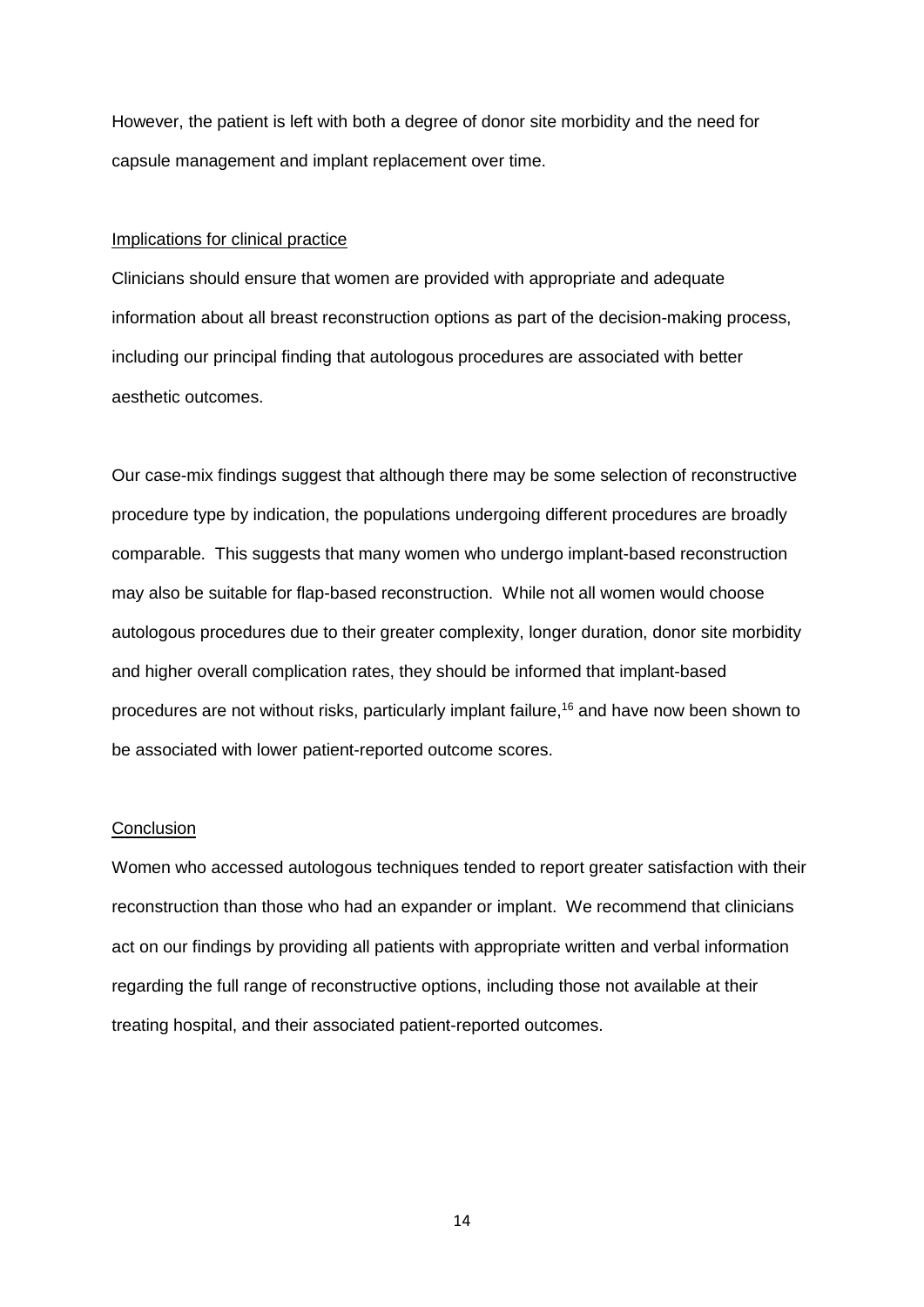However, the patient is left with both a degree of donor site morbidity and the need for capsule management and implant replacement over time.

## Implications for clinical practice

Clinicians should ensure that women are provided with appropriate and adequate information about all breast reconstruction options as part of the decision-making process, including our principal finding that autologous procedures are associated with better aesthetic outcomes.

Our case-mix findings suggest that although there may be some selection of reconstructive procedure type by indication, the populations undergoing different procedures are broadly comparable. This suggests that many women who undergo implant-based reconstruction may also be suitable for flap-based reconstruction. While not all women would choose autologous procedures due to their greater complexity, longer duration, donor site morbidity and higher overall complication rates, they should be informed that implant-based procedures are not without risks, particularly implant failure,[16] and have now been shown to be associated with lower patient-reported outcome scores.

## Conclusion

Women who accessed autologous techniques tended to report greater satisfaction with their reconstruction than those who had an expander or implant. We recommend that clinicians act on our findings by providing all patients with appropriate written and verbal information regarding the full range of reconstructive options, including those not available at their treating hospital, and their associated patient-reported outcomes.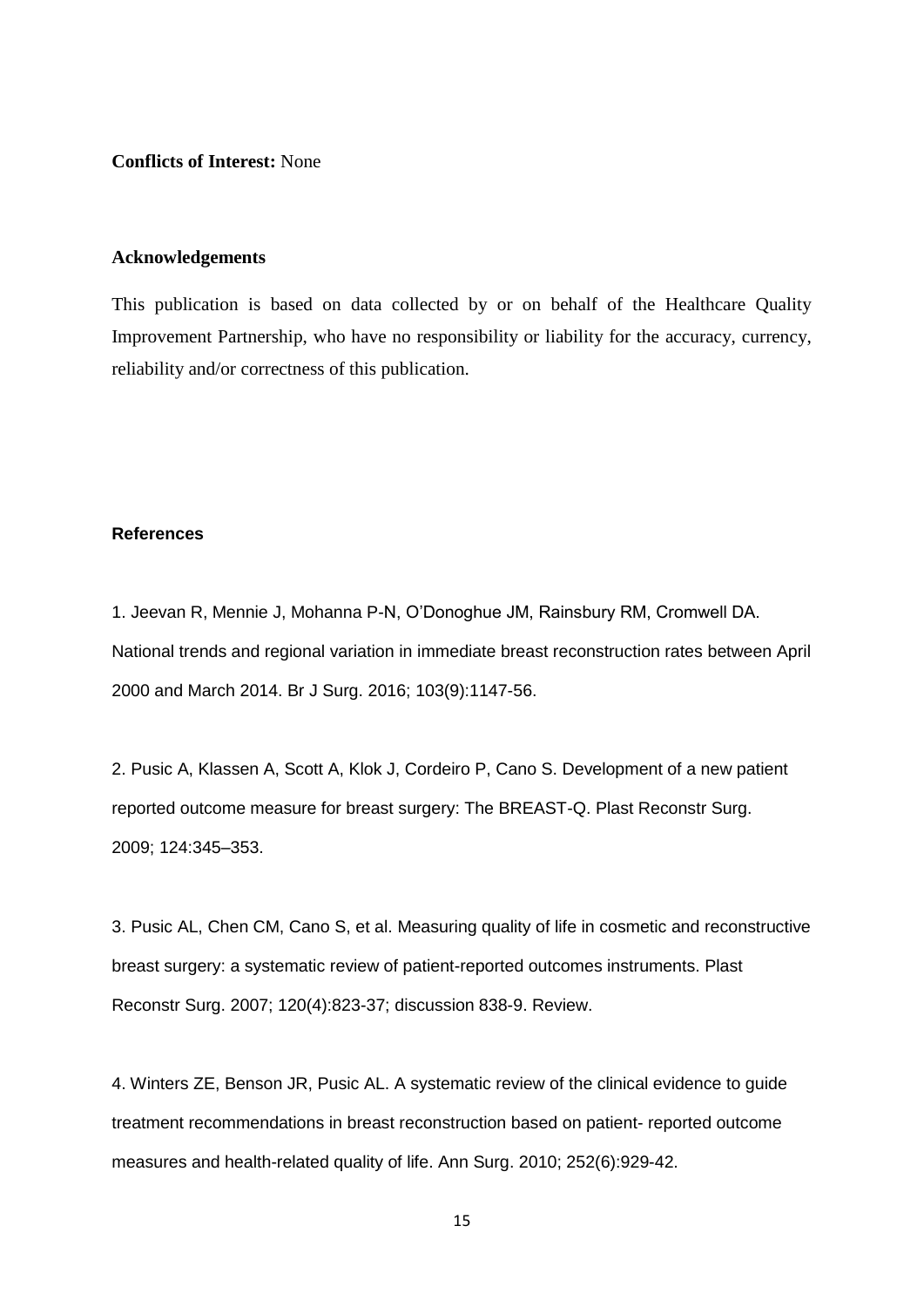**Conflicts of Interest:** None

## Acknowledgements

This publication is based on data collected by or on behalf of the Healthcare Quality Improvement Partnership, who have no responsibility or liability for the accuracy, currency, reliability and/or correctness of this publication.

## References

1. Jeevan R, Mennie J, Mohanna P-N, O'Donoghue JM, Rainsbury RM, Cromwell DA. National trends and regional variation in immediate breast reconstruction rates between April 2000 and March 2014. Br J Surg. 2016; 103(9):1147-56.

2. Pusic A, Klassen A, Scott A, Klok J, Cordeiro P, Cano S. Development of a new patient reported outcome measure for breast surgery: The BREAST-Q. Plast Reconstr Surg. 2009; 124:345–353.

3. Pusic AL, Chen CM, Cano S, et al. Measuring quality of life in cosmetic and reconstructive breast surgery: a systematic review of patient-reported outcomes instruments. Plast Reconstr Surg. 2007; 120(4):823-37; discussion 838-9. Review.

4. Winters ZE, Benson JR, Pusic AL. A systematic review of the clinical evidence to guide treatment recommendations in breast reconstruction based on patient- reported outcome measures and health-related quality of life. Ann Surg. 2010; 252(6):929-42.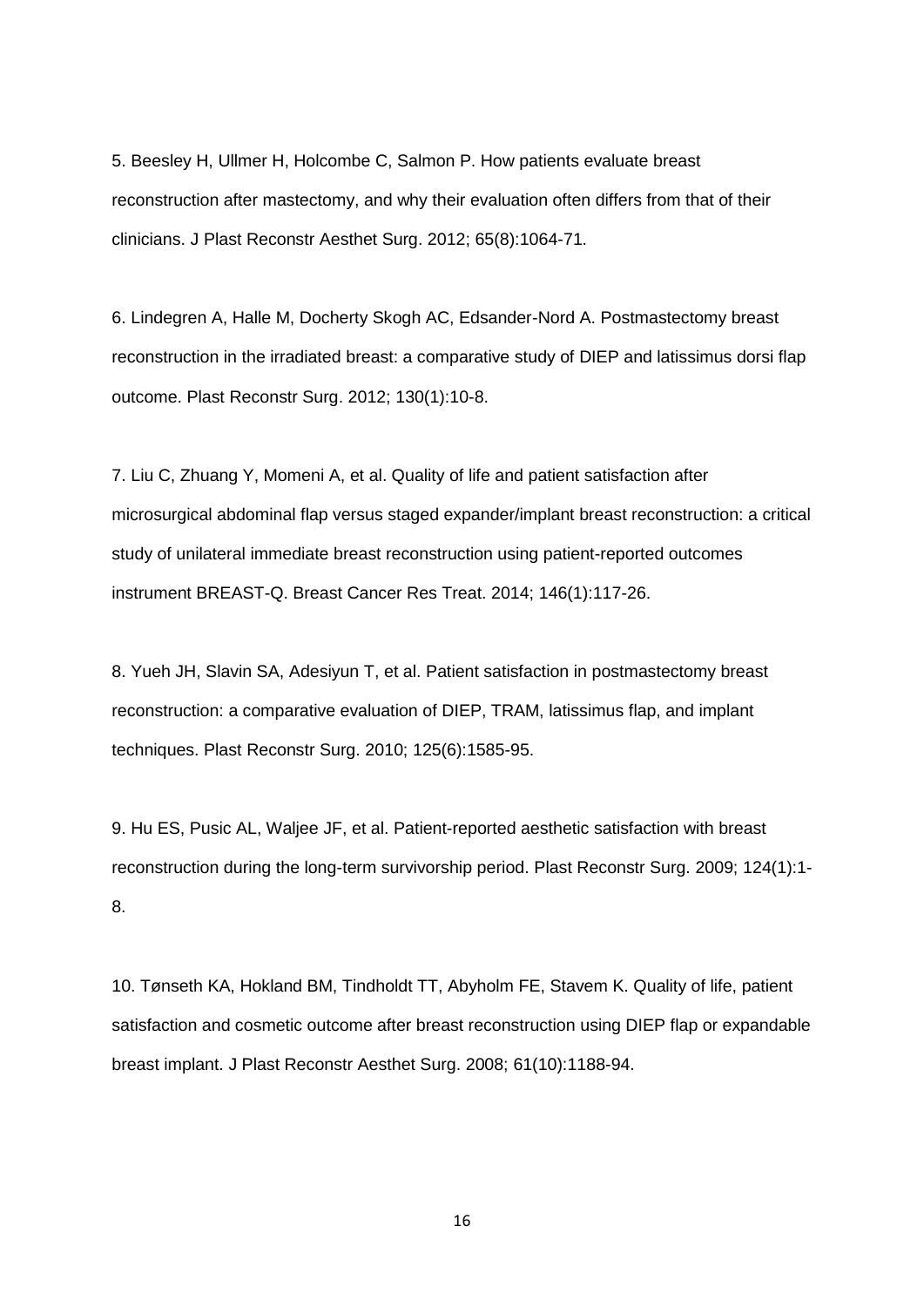5. Beesley H, Ullmer H, Holcombe C, Salmon P. How patients evaluate breast reconstruction after mastectomy, and why their evaluation often differs from that of their clinicians. J Plast Reconstr Aesthet Surg. 2012; 65(8):1064-71.

6. Lindegren A, Halle M, Docherty Skogh AC, Edsander-Nord A. Postmastectomy breast reconstruction in the irradiated breast: a comparative study of DIEP and latissimus dorsi flap outcome. Plast Reconstr Surg. 2012; 130(1):10-8.

7. Liu C, Zhuang Y, Momeni A, et al. Quality of life and patient satisfaction after microsurgical abdominal flap versus staged expander/implant breast reconstruction: a critical study of unilateral immediate breast reconstruction using patient-reported outcomes instrument BREAST-Q. Breast Cancer Res Treat. 2014; 146(1):117-26.

8. Yueh JH, Slavin SA, Adesiyun T, et al. Patient satisfaction in postmastectomy breast reconstruction: a comparative evaluation of DIEP, TRAM, latissimus flap, and implant techniques. Plast Reconstr Surg. 2010; 125(6):1585-95.

9. Hu ES, Pusic AL, Waljee JF, et al. Patient-reported aesthetic satisfaction with breast reconstruction during the long-term survivorship period. Plast Reconstr Surg. 2009; 124(1):1-8.

10. Tønseth KA, Hokland BM, Tindholdt TT, Abyholm FE, Stavem K. Quality of life, patient satisfaction and cosmetic outcome after breast reconstruction using DIEP flap or expandable breast implant. J Plast Reconstr Aesthet Surg. 2008; 61(10):1188-94.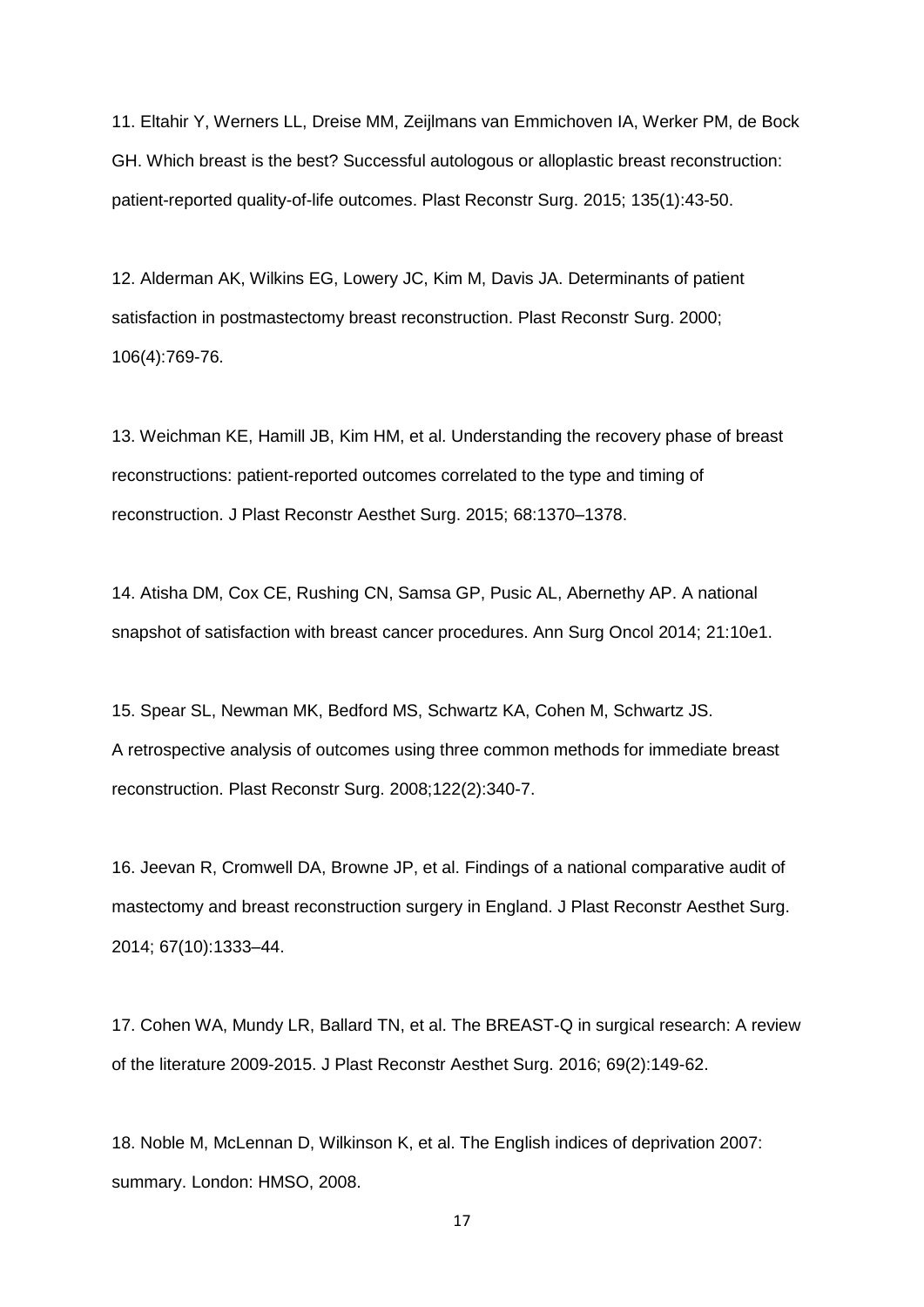11. Eltahir Y, Werners LL, Dreise MM, Zeijlmans van Emmichoven IA, Werker PM, de Bock GH. Which breast is the best? Successful autologous or alloplastic breast reconstruction: patient-reported quality-of-life outcomes. Plast Reconstr Surg. 2015; 135(1):43-50.

12. Alderman AK, Wilkins EG, Lowery JC, Kim M, Davis JA. Determinants of patient satisfaction in postmastectomy breast reconstruction. Plast Reconstr Surg. 2000; 106(4):769-76.

13. Weichman KE, Hamill JB, Kim HM, et al. Understanding the recovery phase of breast reconstructions: patient-reported outcomes correlated to the type and timing of reconstruction. J Plast Reconstr Aesthet Surg. 2015; 68:1370–1378.

14. Atisha DM, Cox CE, Rushing CN, Samsa GP, Pusic AL, Abernethy AP. A national snapshot of satisfaction with breast cancer procedures. Ann Surg Oncol 2014; 21:10e1.

15. Spear SL, Newman MK, Bedford MS, Schwartz KA, Cohen M, Schwartz JS. A retrospective analysis of outcomes using three common methods for immediate breast reconstruction. Plast Reconstr Surg. 2008;122(2):340-7.

16. Jeevan R, Cromwell DA, Browne JP, et al. Findings of a national comparative audit of mastectomy and breast reconstruction surgery in England. J Plast Reconstr Aesthet Surg. 2014; 67(10):1333–44.

17. Cohen WA, Mundy LR, Ballard TN, et al. The BREAST-Q in surgical research: A review of the literature 2009-2015. J Plast Reconstr Aesthet Surg. 2016; 69(2):149-62.

18. Noble M, McLennan D, Wilkinson K, et al. The English indices of deprivation 2007: summary. London: HMSO, 2008.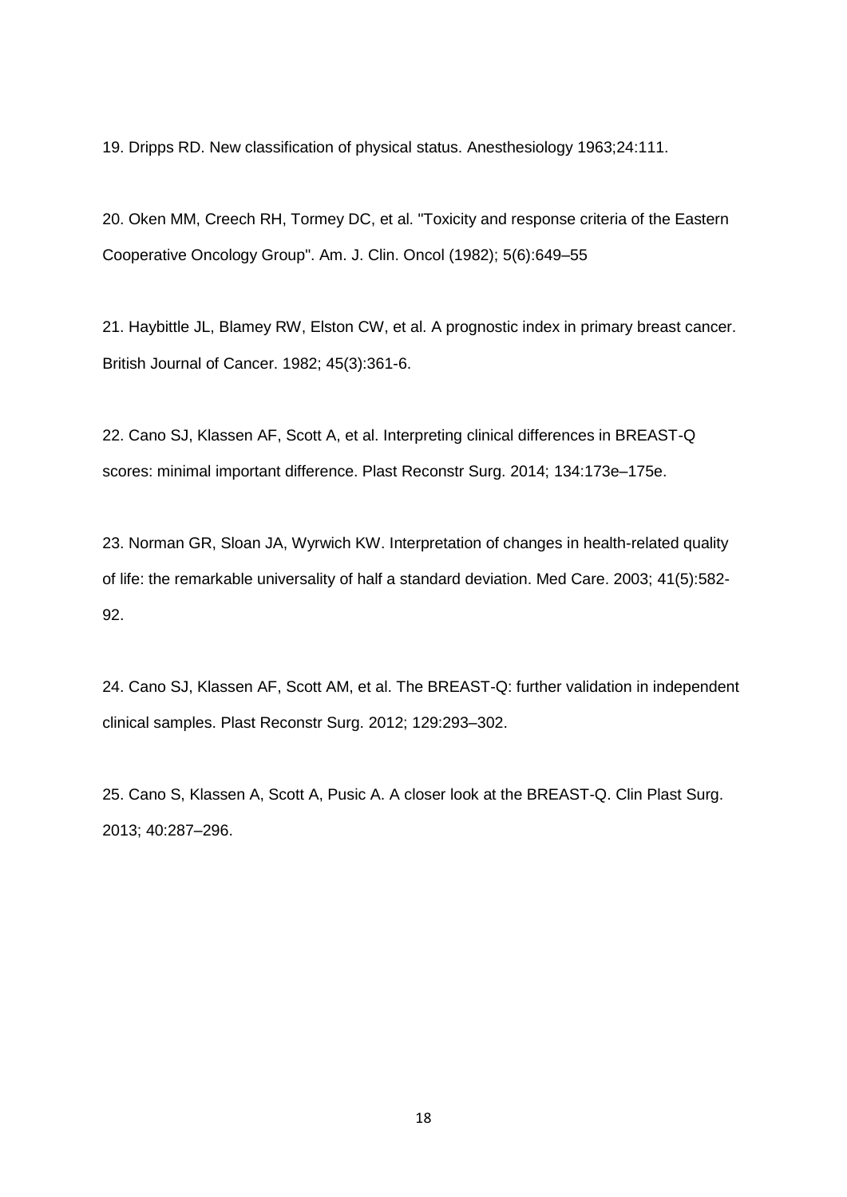19. Dripps RD. New classification of physical status. Anesthesiology 1963;24:111.

20. Oken MM, Creech RH, Tormey DC, et al. "Toxicity and response criteria of the Eastern Cooperative Oncology Group". Am. J. Clin. Oncol (1982); 5(6):649–55

21. Haybittle JL, Blamey RW, Elston CW, et al. A prognostic index in primary breast cancer. British Journal of Cancer. 1982; 45(3):361-6.

22. Cano SJ, Klassen AF, Scott A, et al. Interpreting clinical differences in BREAST-Q scores: minimal important difference. Plast Reconstr Surg. 2014; 134:173e–175e.

23. Norman GR, Sloan JA, Wyrwich KW. Interpretation of changes in health-related quality of life: the remarkable universality of half a standard deviation. Med Care. 2003; 41(5):582-92.

24. Cano SJ, Klassen AF, Scott AM, et al. The BREAST-Q: further validation in independent clinical samples. Plast Reconstr Surg. 2012; 129:293–302.

25. Cano S, Klassen A, Scott A, Pusic A. A closer look at the BREAST-Q. Clin Plast Surg. 2013; 40:287–296.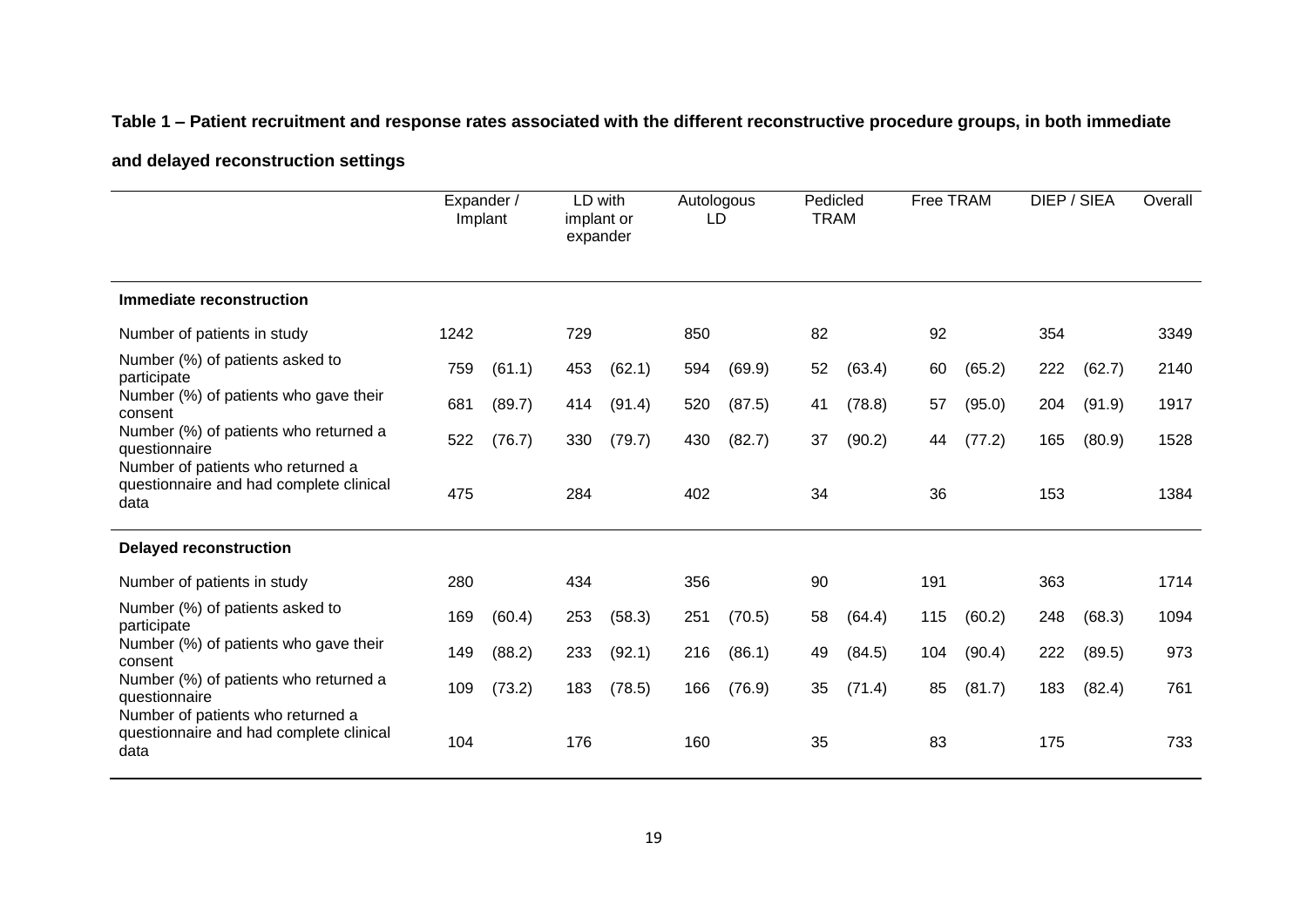**Table 1 – Patient recruitment and response rates associated with the different reconstructive procedure groups, in both immediate and delayed reconstruction settings**

| | Expander / Implant | | LD with implant or expander | | Autologous LD | | Pedicled TRAM | | Free TRAM | | DIEP / SIEA | | Overall |
|---|---|---|---|---|---|---|---|---|---|---|---|---|---|
| **Immediate reconstruction** | | | | | | | | | | | | | |
| Number of patients in study | 1242 | | 729 | | 850 | | 82 | | 92 | | 354 | | 3349 |
| Number (%) of patients asked to participate | 759 | (61.1) | 453 | (62.1) | 594 | (69.9) | 52 | (63.4) | 60 | (65.2) | 222 | (62.7) | 2140 |
| Number (%) of patients who gave their consent | 681 | (89.7) | 414 | (91.4) | 520 | (87.5) | 41 | (78.8) | 57 | (95.0) | 204 | (91.9) | 1917 |
| Number (%) of patients who returned a questionnaire | 522 | (76.7) | 330 | (79.7) | 430 | (82.7) | 37 | (90.2) | 44 | (77.2) | 165 | (80.9) | 1528 |
| Number of patients who returned a questionnaire and had complete clinical data | 475 | | 284 | | 402 | | 34 | | 36 | | 153 | | 1384 |
| **Delayed reconstruction** | | | | | | | | | | | | | |
| Number of patients in study | 280 | | 434 | | 356 | | 90 | | 191 | | 363 | | 1714 |
| Number (%) of patients asked to participate | 169 | (60.4) | 253 | (58.3) | 251 | (70.5) | 58 | (64.4) | 115 | (60.2) | 248 | (68.3) | 1094 |
| Number (%) of patients who gave their consent | 149 | (88.2) | 233 | (92.1) | 216 | (86.1) | 49 | (84.5) | 104 | (90.4) | 222 | (89.5) | 973 |
| Number (%) of patients who returned a questionnaire | 109 | (73.2) | 183 | (78.5) | 166 | (76.9) | 35 | (71.4) | 85 | (81.7) | 183 | (82.4) | 761 |
| Number of patients who returned a questionnaire and had complete clinical data | 104 | | 176 | | 160 | | 35 | | 83 | | 175 | | 733 |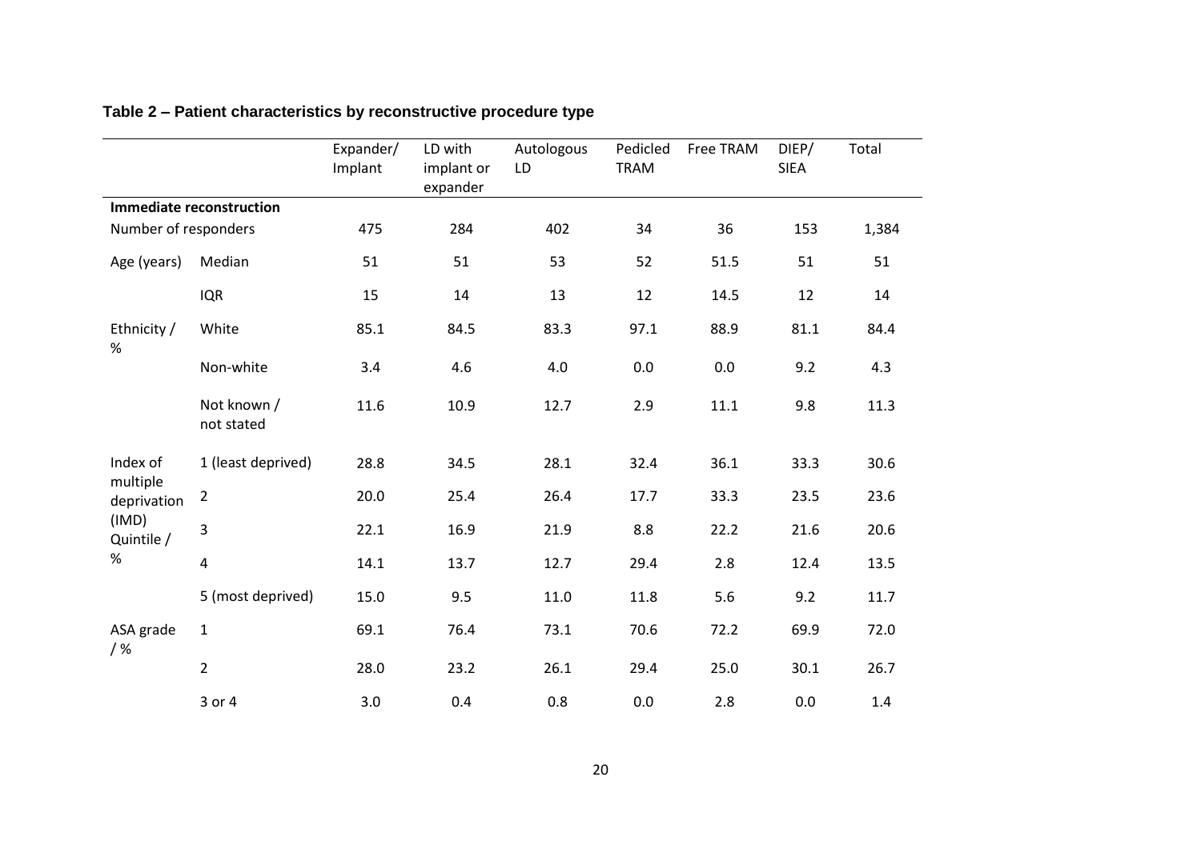**Table 2 – Patient characteristics by reconstructive procedure type**

| | | Expander/ Implant | LD with implant or expander | Autologous LD | Pedicled TRAM | Free TRAM | DIEP/ SIEA | Total |
|---|---|---|---|---|---|---|---|---|
| **Immediate reconstruction** | | | | | | | | |
| Number of responders | | 475 | 284 | 402 | 34 | 36 | 153 | 1,384 |
| Age (years) | Median | 51 | 51 | 53 | 52 | 51.5 | 51 | 51 |
| | IQR | 15 | 14 | 13 | 12 | 14.5 | 12 | 14 |
| Ethnicity / % | White | 85.1 | 84.5 | 83.3 | 97.1 | 88.9 | 81.1 | 84.4 |
| | Non-white | 3.4 | 4.6 | 4.0 | 0.0 | 0.0 | 9.2 | 4.3 |
| | Not known / not stated | 11.6 | 10.9 | 12.7 | 2.9 | 11.1 | 9.8 | 11.3 |
| Index of multiple deprivation (IMD) Quintile / % | 1 (least deprived) | 28.8 | 34.5 | 28.1 | 32.4 | 36.1 | 33.3 | 30.6 |
| | 2 | 20.0 | 25.4 | 26.4 | 17.7 | 33.3 | 23.5 | 23.6 |
| | 3 | 22.1 | 16.9 | 21.9 | 8.8 | 22.2 | 21.6 | 20.6 |
| | 4 | 14.1 | 13.7 | 12.7 | 29.4 | 2.8 | 12.4 | 13.5 |
| | 5 (most deprived) | 15.0 | 9.5 | 11.0 | 11.8 | 5.6 | 9.2 | 11.7 |
| ASA grade / % | 1 | 69.1 | 76.4 | 73.1 | 70.6 | 72.2 | 69.9 | 72.0 |
| | 2 | 28.0 | 23.2 | 26.1 | 29.4 | 25.0 | 30.1 | 26.7 |
| | 3 or 4 | 3.0 | 0.4 | 0.8 | 0.0 | 2.8 | 0.0 | 1.4 |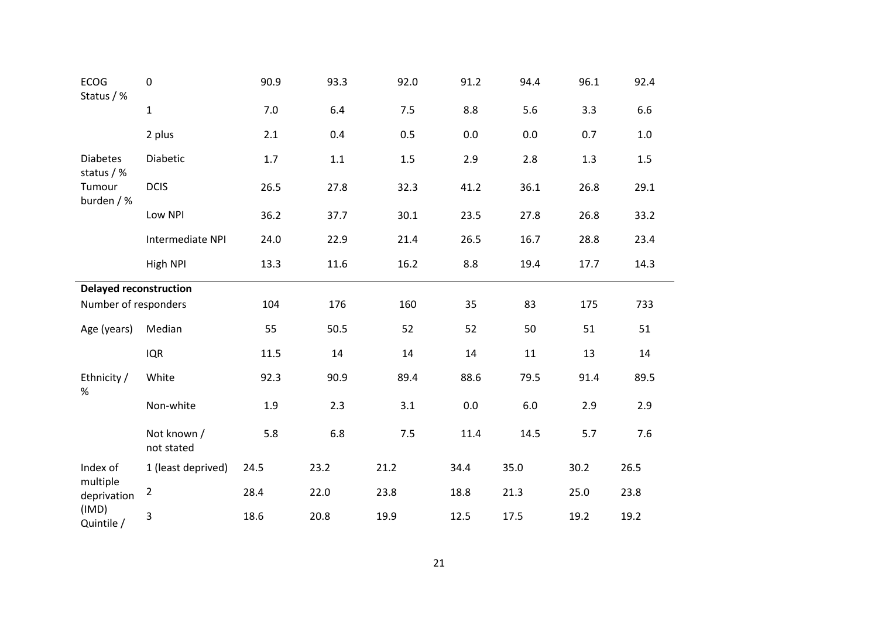| | | | | | | | | |
|---|---|---|---|---|---|---|---|---|
| ECOG Status / % | 0 | 90.9 | 93.3 | 92.0 | 91.2 | 94.4 | 96.1 | 92.4 |
| | 1 | 7.0 | 6.4 | 7.5 | 8.8 | 5.6 | 3.3 | 6.6 |
| | 2 plus | 2.1 | 0.4 | 0.5 | 0.0 | 0.0 | 0.7 | 1.0 |
| Diabetes status / % | Diabetic | 1.7 | 1.1 | 1.5 | 2.9 | 2.8 | 1.3 | 1.5 |
| Tumour burden / % | DCIS | 26.5 | 27.8 | 32.3 | 41.2 | 36.1 | 26.8 | 29.1 |
| | Low NPI | 36.2 | 37.7 | 30.1 | 23.5 | 27.8 | 26.8 | 33.2 |
| | Intermediate NPI | 24.0 | 22.9 | 21.4 | 26.5 | 16.7 | 28.8 | 23.4 |
| | High NPI | 13.3 | 11.6 | 16.2 | 8.8 | 19.4 | 17.7 | 14.3 |
| **Delayed reconstruction** | | | | | | | | |
| Number of responders | | 104 | 176 | 160 | 35 | 83 | 175 | 733 |
| Age (years) | Median | 55 | 50.5 | 52 | 52 | 50 | 51 | 51 |
| | IQR | 11.5 | 14 | 14 | 14 | 11 | 13 | 14 |
| Ethnicity / % | White | 92.3 | 90.9 | 89.4 | 88.6 | 79.5 | 91.4 | 89.5 |
| | Non-white | 1.9 | 2.3 | 3.1 | 0.0 | 6.0 | 2.9 | 2.9 |
| | Not known / not stated | 5.8 | 6.8 | 7.5 | 11.4 | 14.5 | 5.7 | 7.6 |
| Index of multiple deprivation (IMD) Quintile / | 1 (least deprived) | 24.5 | 23.2 | 21.2 | 34.4 | 35.0 | 30.2 | 26.5 |
| | 2 | 28.4 | 22.0 | 23.8 | 18.8 | 21.3 | 25.0 | 23.8 |
| | 3 | 18.6 | 20.8 | 19.9 | 12.5 | 17.5 | 19.2 | 19.2 |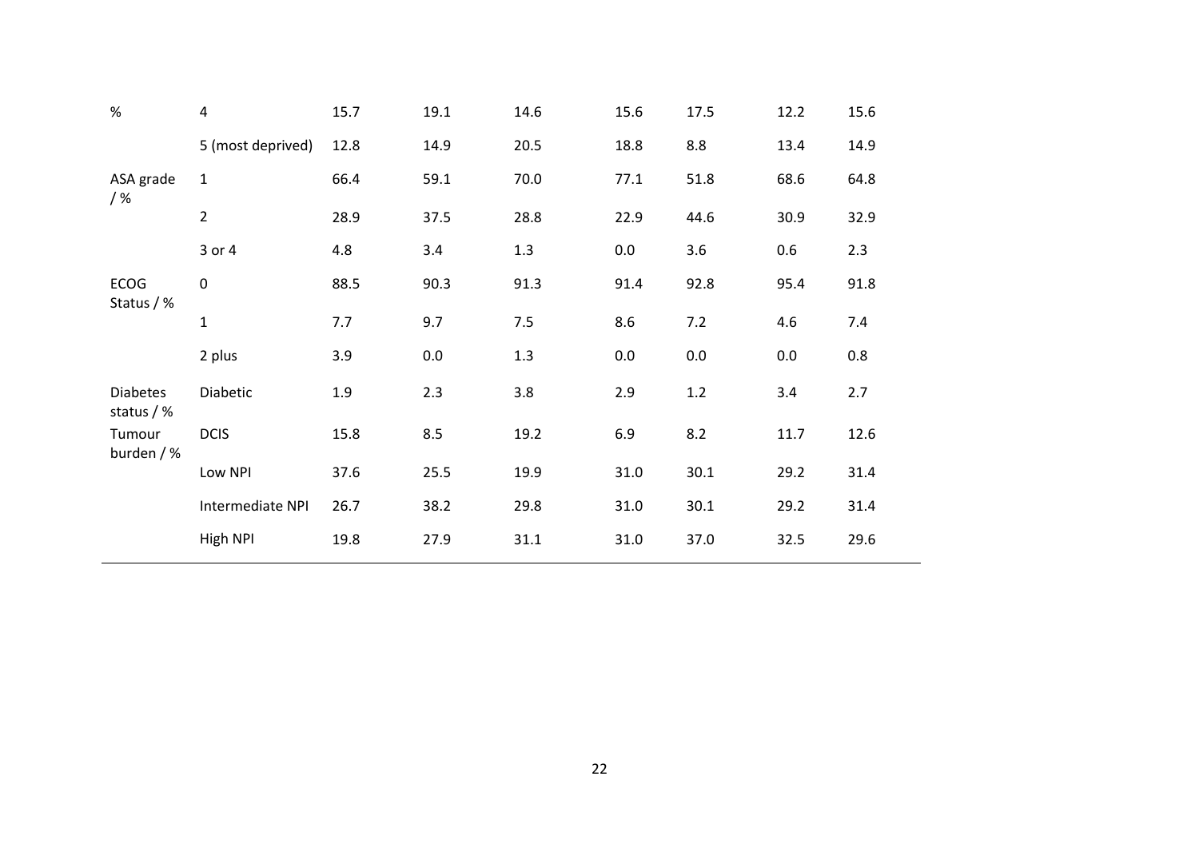| | | | | | | | | |
|---|---|---|---|---|---|---|---|---|
| % | 4 | 15.7 | 19.1 | 14.6 | 15.6 | 17.5 | 12.2 | 15.6 |
| | 5 (most deprived) | 12.8 | 14.9 | 20.5 | 18.8 | 8.8 | 13.4 | 14.9 |
| ASA grade / % | 1 | 66.4 | 59.1 | 70.0 | 77.1 | 51.8 | 68.6 | 64.8 |
| | 2 | 28.9 | 37.5 | 28.8 | 22.9 | 44.6 | 30.9 | 32.9 |
| | 3 or 4 | 4.8 | 3.4 | 1.3 | 0.0 | 3.6 | 0.6 | 2.3 |
| ECOG Status / % | 0 | 88.5 | 90.3 | 91.3 | 91.4 | 92.8 | 95.4 | 91.8 |
| | 1 | 7.7 | 9.7 | 7.5 | 8.6 | 7.2 | 4.6 | 7.4 |
| | 2 plus | 3.9 | 0.0 | 1.3 | 0.0 | 0.0 | 0.0 | 0.8 |
| Diabetes status / % | Diabetic | 1.9 | 2.3 | 3.8 | 2.9 | 1.2 | 3.4 | 2.7 |
| Tumour burden / % | DCIS | 15.8 | 8.5 | 19.2 | 6.9 | 8.2 | 11.7 | 12.6 |
| | Low NPI | 37.6 | 25.5 | 19.9 | 31.0 | 30.1 | 29.2 | 31.4 |
| | Intermediate NPI | 26.7 | 38.2 | 29.8 | 31.0 | 30.1 | 29.2 | 31.4 |
| | High NPI | 19.8 | 27.9 | 31.1 | 31.0 | 37.0 | 32.5 | 29.6 |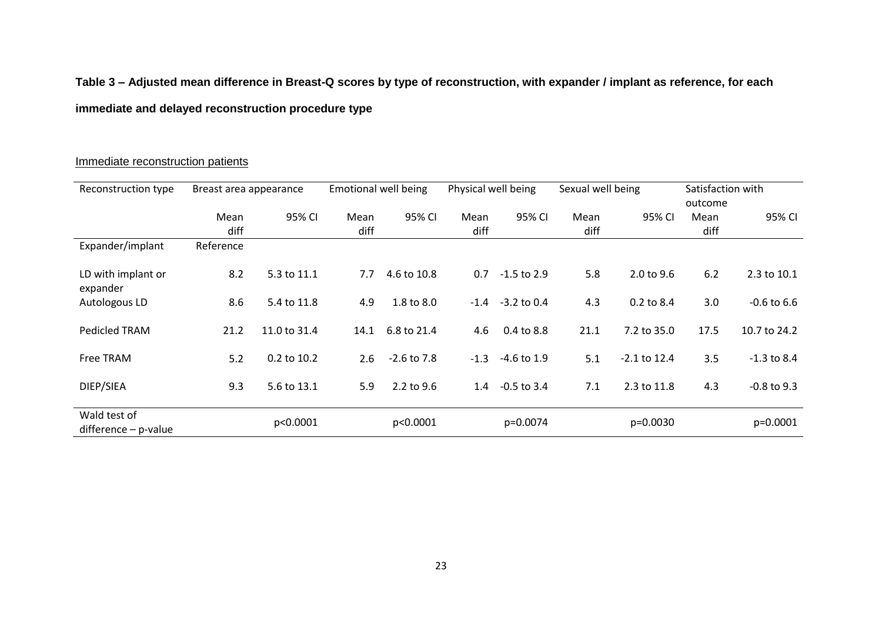**Table 3 – Adjusted mean difference in Breast-Q scores by type of reconstruction, with expander / implant as reference, for each immediate and delayed reconstruction procedure type**

Immediate reconstruction patients

| Reconstruction type | Breast area appearance | | Emotional well being | | Physical well being | | Sexual well being | | Satisfaction with outcome | |
|---|---|---|---|---|---|---|---|---|---|---|
| | Mean diff | 95% CI | Mean diff | 95% CI | Mean diff | 95% CI | Mean diff | 95% CI | Mean diff | 95% CI |
| Expander/implant | Reference | | | | | | | | | |
| LD with implant or expander | 8.2 | 5.3 to 11.1 | 7.7 | 4.6 to 10.8 | 0.7 | -1.5 to 2.9 | 5.8 | 2.0 to 9.6 | 6.2 | 2.3 to 10.1 |
| Autologous LD | 8.6 | 5.4 to 11.8 | 4.9 | 1.8 to 8.0 | -1.4 | -3.2 to 0.4 | 4.3 | 0.2 to 8.4 | 3.0 | -0.6 to 6.6 |
| Pedicled TRAM | 21.2 | 11.0 to 31.4 | 14.1 | 6.8 to 21.4 | 4.6 | 0.4 to 8.8 | 21.1 | 7.2 to 35.0 | 17.5 | 10.7 to 24.2 |
| Free TRAM | 5.2 | 0.2 to 10.2 | 2.6 | -2.6 to 7.8 | -1.3 | -4.6 to 1.9 | 5.1 | -2.1 to 12.4 | 3.5 | -1.3 to 8.4 |
| DIEP/SIEA | 9.3 | 5.6 to 13.1 | 5.9 | 2.2 to 9.6 | 1.4 | -0.5 to 3.4 | 7.1 | 2.3 to 11.8 | 4.3 | -0.8 to 9.3 |
| Wald test of difference – p-value | | p<0.0001 | | p<0.0001 | | p=0.0074 | | p=0.0030 | | p=0.0001 |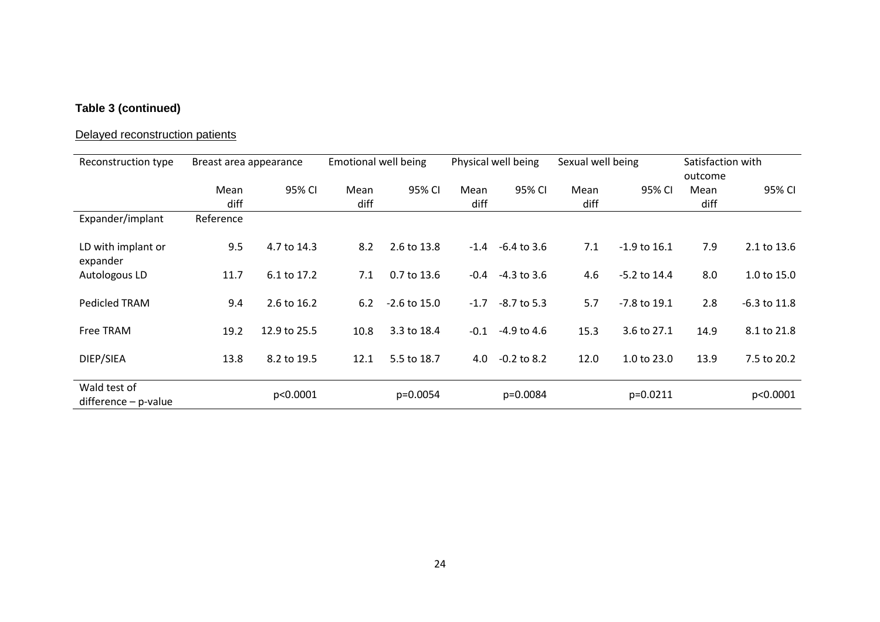**Table 3 (continued)**

Delayed reconstruction patients

| Reconstruction type | Breast area appearance | | Emotional well being | | Physical well being | | Sexual well being | | Satisfaction with outcome | |
|---|---|---|---|---|---|---|---|---|---|---|
| | Mean diff | 95% CI | Mean diff | 95% CI | Mean diff | 95% CI | Mean diff | 95% CI | Mean diff | 95% CI |
| Expander/implant | Reference | | | | | | | | | |
| LD with implant or expander | 9.5 | 4.7 to 14.3 | 8.2 | 2.6 to 13.8 | -1.4 | -6.4 to 3.6 | 7.1 | -1.9 to 16.1 | 7.9 | 2.1 to 13.6 |
| Autologous LD | 11.7 | 6.1 to 17.2 | 7.1 | 0.7 to 13.6 | -0.4 | -4.3 to 3.6 | 4.6 | -5.2 to 14.4 | 8.0 | 1.0 to 15.0 |
| Pedicled TRAM | 9.4 | 2.6 to 16.2 | 6.2 | -2.6 to 15.0 | -1.7 | -8.7 to 5.3 | 5.7 | -7.8 to 19.1 | 2.8 | -6.3 to 11.8 |
| Free TRAM | 19.2 | 12.9 to 25.5 | 10.8 | 3.3 to 18.4 | -0.1 | -4.9 to 4.6 | 15.3 | 3.6 to 27.1 | 14.9 | 8.1 to 21.8 |
| DIEP/SIEA | 13.8 | 8.2 to 19.5 | 12.1 | 5.5 to 18.7 | 4.0 | -0.2 to 8.2 | 12.0 | 1.0 to 23.0 | 13.9 | 7.5 to 20.2 |
| Wald test of difference – p-value | | p<0.0001 | | p=0.0054 | | p=0.0084 | | p=0.0211 | | p<0.0001 |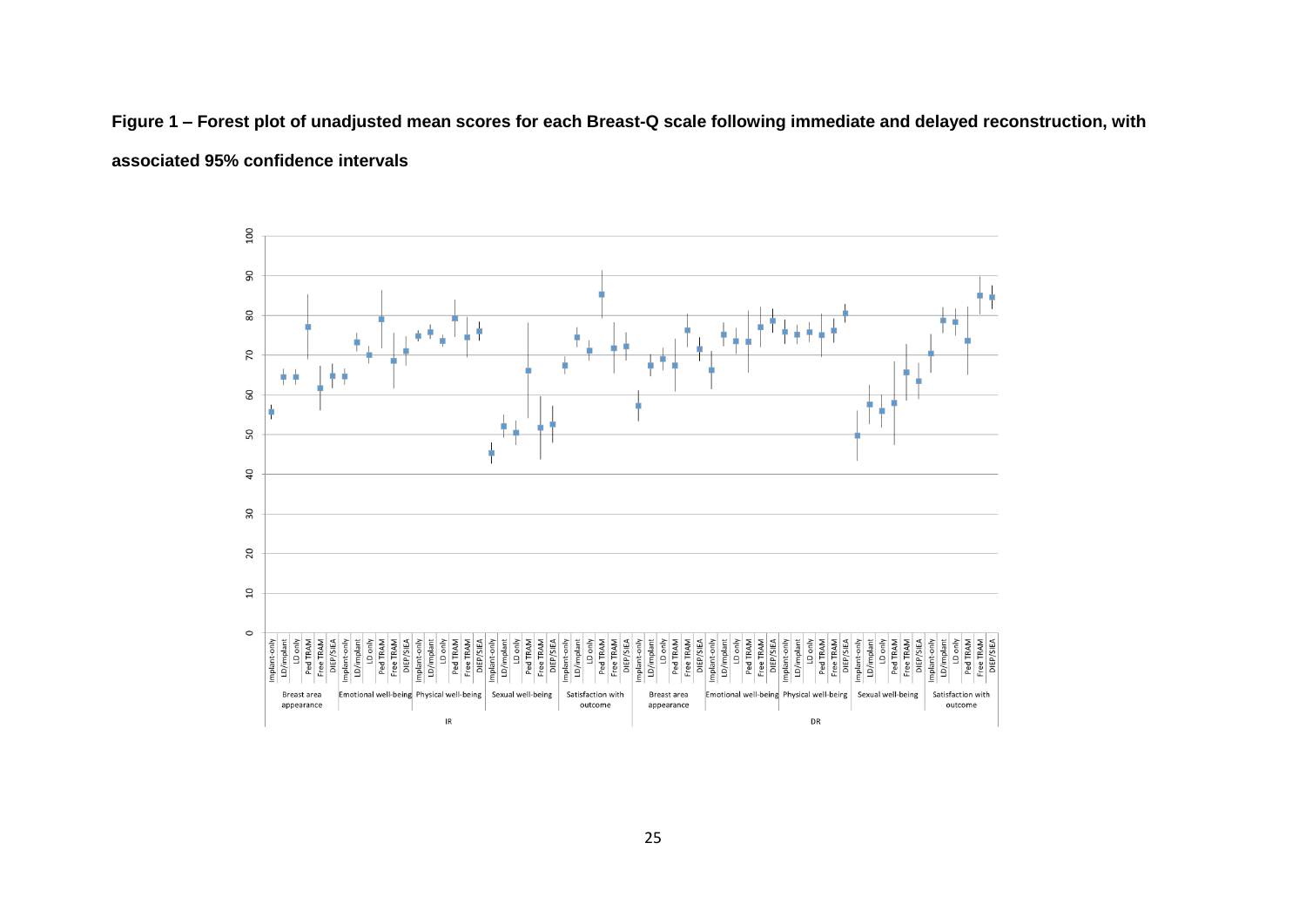**Figure 1 – Forest plot of unadjusted mean scores for each Breast-Q scale following immediate and delayed reconstruction, with associated 95% confidence intervals**

100
90
80
70
60
50
40
30
20
10
0

Implant-only
LD/implant
LD only
Ped TRAM
Free TRAM
DIEP/SIEA

Breast area appearance
Emotional well-being
Physical well-being
Sexual well-being
Satisfaction with outcome

IR

Breast area appearance
Emotional well-being
Physical well-beirg
Sexual well-being
Satisfaction with outcome

DR